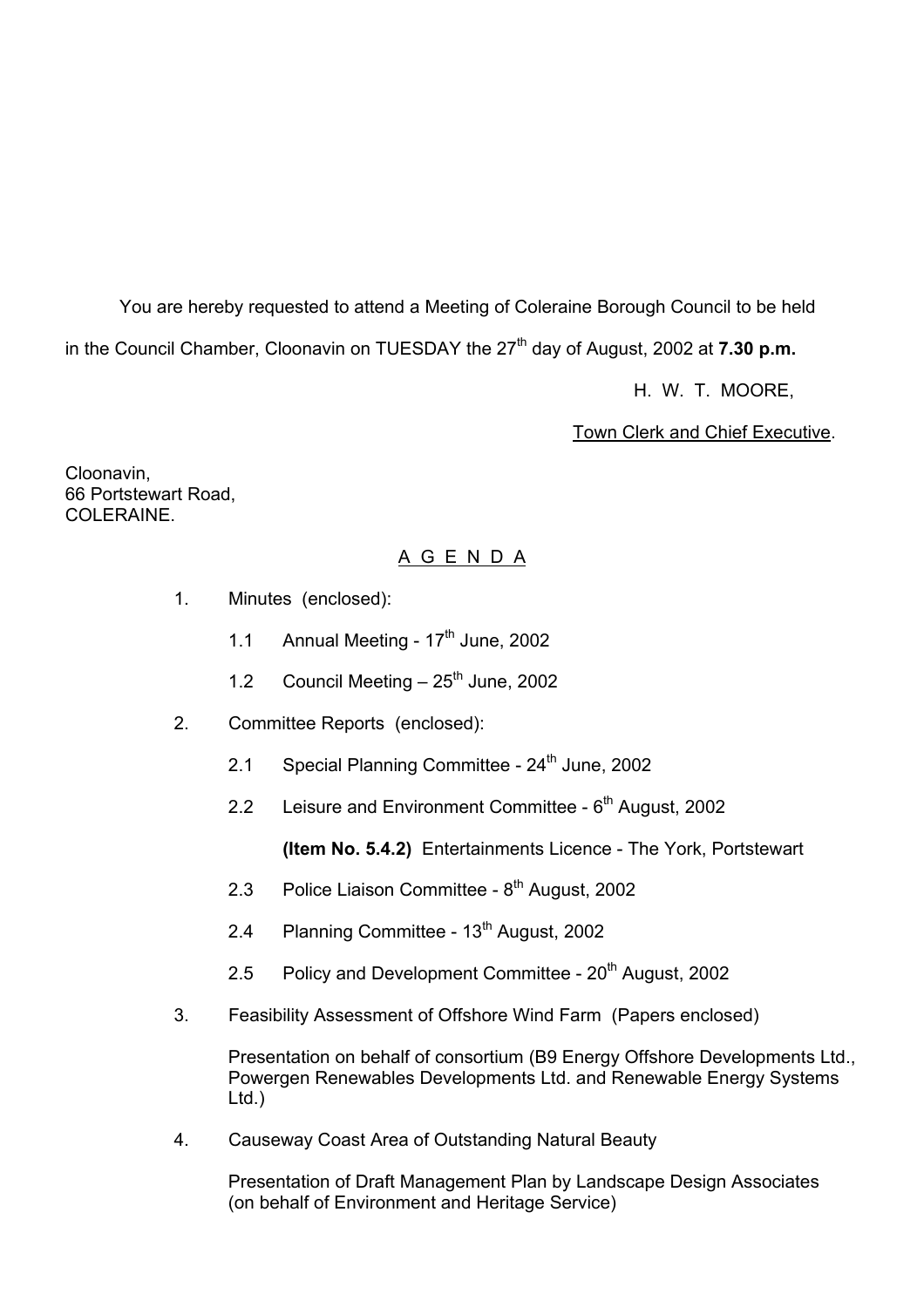You are hereby requested to attend a Meeting of Coleraine Borough Council to be held in the Council Chamber, Cloonavin on TUESDAY the 27th day of August, 2002 at **7.30 p.m.**

H. W. T. MOORE,

Town Clerk and Chief Executive.

Cloonavin,
66 Portstewart Road,
COLERAINE.

## A G E N D A

1. Minutes (enclosed):

   1.1 Annual Meeting - 17th June, 2002

   1.2 Council Meeting – 25th June, 2002

2. Committee Reports (enclosed):

   2.1 Special Planning Committee - 24th June, 2002

   2.2 Leisure and Environment Committee - 6th August, 2002

   **(Item No. 5.4.2)** Entertainments Licence - The York, Portstewart

   2.3 Police Liaison Committee - 8th August, 2002

   2.4 Planning Committee - 13th August, 2002

   2.5 Policy and Development Committee - 20th August, 2002

3. Feasibility Assessment of Offshore Wind Farm (Papers enclosed)

   Presentation on behalf of consortium (B9 Energy Offshore Developments Ltd., Powergen Renewables Developments Ltd. and Renewable Energy Systems Ltd.)

4. Causeway Coast Area of Outstanding Natural Beauty

   Presentation of Draft Management Plan by Landscape Design Associates (on behalf of Environment and Heritage Service)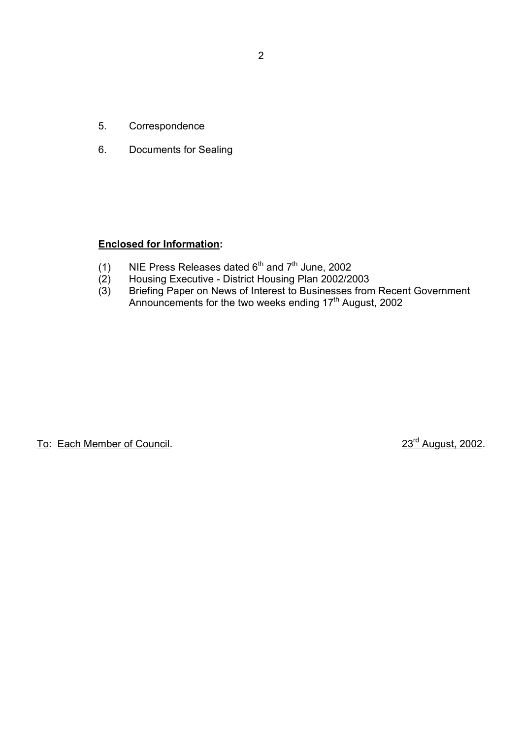5. Correspondence

6. Documents for Sealing

**Enclosed for Information:**

(1) NIE Press Releases dated 6th and 7th June, 2002
(2) Housing Executive - District Housing Plan 2002/2003
(3) Briefing Paper on News of Interest to Businesses from Recent Government Announcements for the two weeks ending 17th August, 2002

To: Each Member of Council. 23rd August, 2002.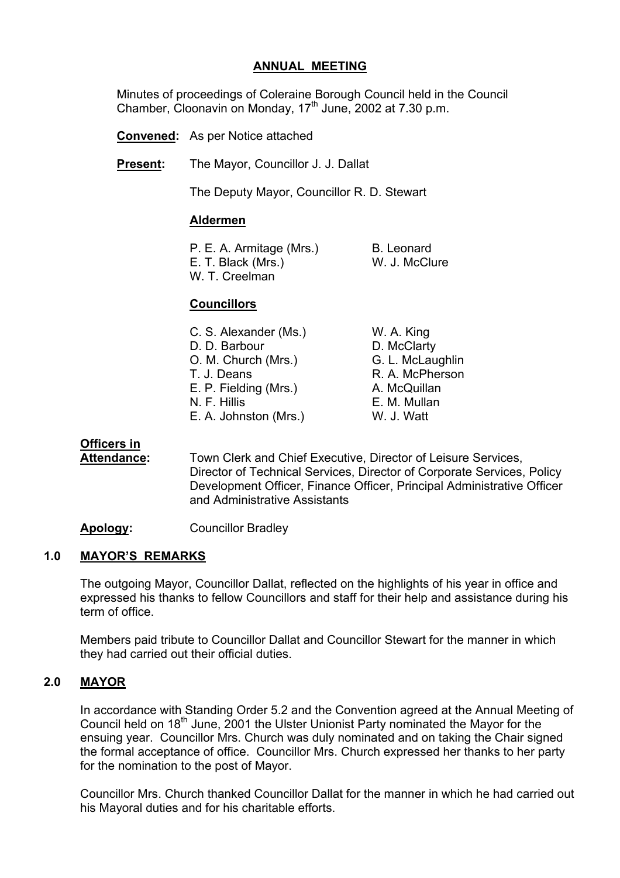## ANNUAL MEETING

Minutes of proceedings of Coleraine Borough Council held in the Council Chamber, Cloonavin on Monday, 17th June, 2002 at 7.30 p.m.

**Convened:** As per Notice attached

**Present:** The Mayor, Councillor J. J. Dallat

The Deputy Mayor, Councillor R. D. Stewart

**Aldermen**

P. E. A. Armitage (Mrs.)
E. T. Black (Mrs.)
W. T. Creelman
B. Leonard
W. J. McClure

**Councillors**

C. S. Alexander (Ms.)
D. D. Barbour
O. M. Church (Mrs.)
T. J. Deans
E. P. Fielding (Mrs.)
N. F. Hillis
E. A. Johnston (Mrs.)
W. A. King
D. McClarty
G. L. McLaughlin
R. A. McPherson
A. McQuillan
E. M. Mullan
W. J. Watt

**Officers in Attendance:** Town Clerk and Chief Executive, Director of Leisure Services, Director of Technical Services, Director of Corporate Services, Policy Development Officer, Finance Officer, Principal Administrative Officer and Administrative Assistants

**Apology:** Councillor Bradley

### 1.0 MAYOR'S REMARKS

The outgoing Mayor, Councillor Dallat, reflected on the highlights of his year in office and expressed his thanks to fellow Councillors and staff for their help and assistance during his term of office.

Members paid tribute to Councillor Dallat and Councillor Stewart for the manner in which they had carried out their official duties.

### 2.0 MAYOR

In accordance with Standing Order 5.2 and the Convention agreed at the Annual Meeting of Council held on 18th June, 2001 the Ulster Unionist Party nominated the Mayor for the ensuing year. Councillor Mrs. Church was duly nominated and on taking the Chair signed the formal acceptance of office. Councillor Mrs. Church expressed her thanks to her party for the nomination to the post of Mayor.

Councillor Mrs. Church thanked Councillor Dallat for the manner in which he had carried out his Mayoral duties and for his charitable efforts.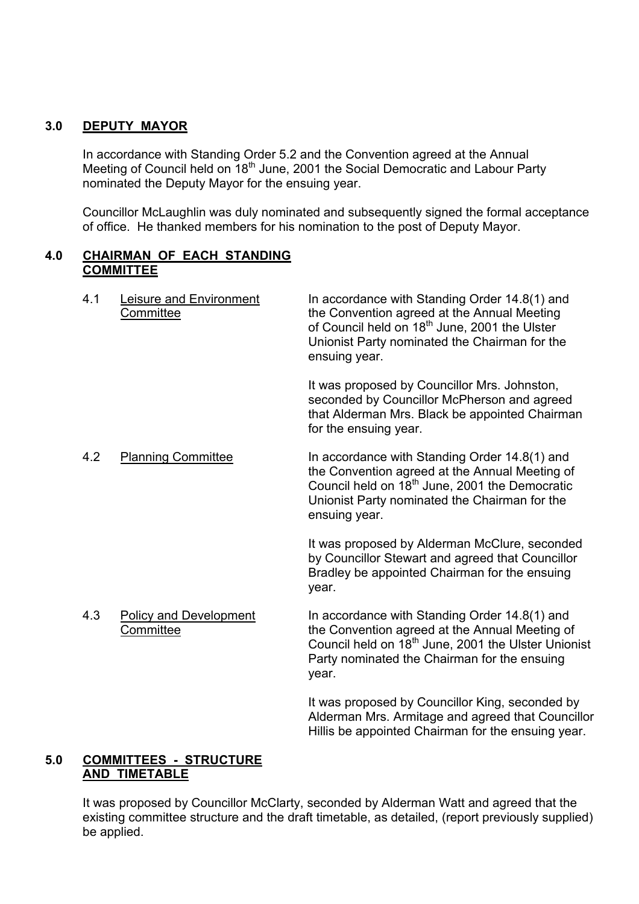## 3.0 DEPUTY MAYOR

In accordance with Standing Order 5.2 and the Convention agreed at the Annual Meeting of Council held on 18th June, 2001 the Social Democratic and Labour Party nominated the Deputy Mayor for the ensuing year.

Councillor McLaughlin was duly nominated and subsequently signed the formal acceptance of office. He thanked members for his nomination to the post of Deputy Mayor.

## 4.0 CHAIRMAN OF EACH STANDING COMMITTEE

4.1 Leisure and Environment Committee

In accordance with Standing Order 14.8(1) and the Convention agreed at the Annual Meeting of Council held on 18th June, 2001 the Ulster Unionist Party nominated the Chairman for the ensuing year.

It was proposed by Councillor Mrs. Johnston, seconded by Councillor McPherson and agreed that Alderman Mrs. Black be appointed Chairman for the ensuing year.

4.2 Planning Committee

In accordance with Standing Order 14.8(1) and the Convention agreed at the Annual Meeting of Council held on 18th June, 2001 the Democratic Unionist Party nominated the Chairman for the ensuing year.

It was proposed by Alderman McClure, seconded by Councillor Stewart and agreed that Councillor Bradley be appointed Chairman for the ensuing year.

4.3 Policy and Development Committee

In accordance with Standing Order 14.8(1) and the Convention agreed at the Annual Meeting of Council held on 18th June, 2001 the Ulster Unionist Party nominated the Chairman for the ensuing year.

It was proposed by Councillor King, seconded by Alderman Mrs. Armitage and agreed that Councillor Hillis be appointed Chairman for the ensuing year.

## 5.0 COMMITTEES - STRUCTURE AND TIMETABLE

It was proposed by Councillor McClarty, seconded by Alderman Watt and agreed that the existing committee structure and the draft timetable, as detailed, (report previously supplied) be applied.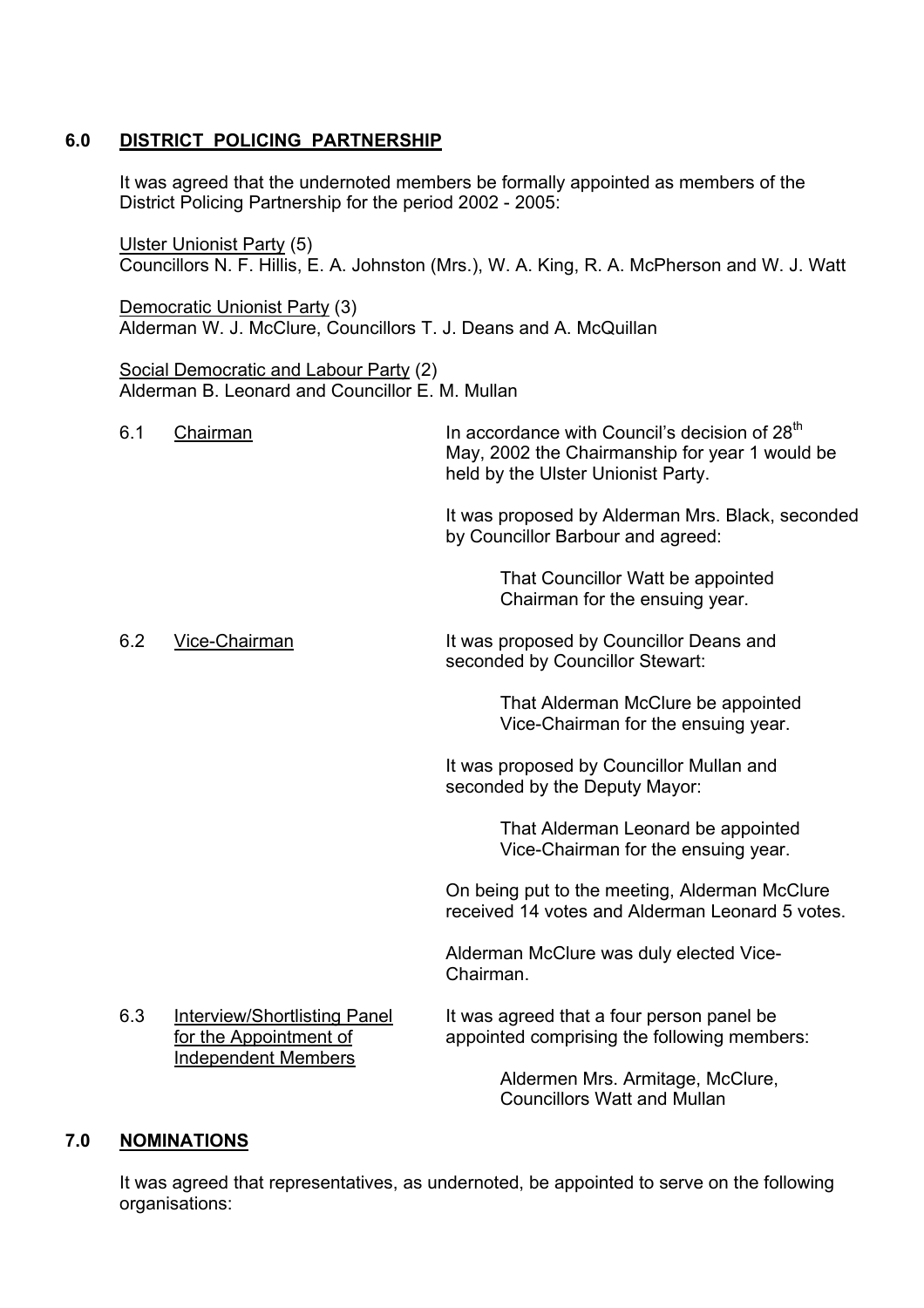## 6.0 DISTRICT POLICING PARTNERSHIP

It was agreed that the undernoted members be formally appointed as members of the District Policing Partnership for the period 2002 - 2005:

Ulster Unionist Party (5)
Councillors N. F. Hillis, E. A. Johnston (Mrs.), W. A. King, R. A. McPherson and W. J. Watt

Democratic Unionist Party (3)
Alderman W. J. McClure, Councillors T. J. Deans and A. McQuillan

Social Democratic and Labour Party (2)
Alderman B. Leonard and Councillor E. M. Mullan

**6.1 Chairman**

In accordance with Council's decision of 28th May, 2002 the Chairmanship for year 1 would be held by the Ulster Unionist Party.

It was proposed by Alderman Mrs. Black, seconded by Councillor Barbour and agreed:

> That Councillor Watt be appointed Chairman for the ensuing year.

**6.2 Vice-Chairman**

It was proposed by Councillor Deans and seconded by Councillor Stewart:

> That Alderman McClure be appointed Vice-Chairman for the ensuing year.

It was proposed by Councillor Mullan and seconded by the Deputy Mayor:

> That Alderman Leonard be appointed Vice-Chairman for the ensuing year.

On being put to the meeting, Alderman McClure received 14 votes and Alderman Leonard 5 votes.

Alderman McClure was duly elected Vice-Chairman.

**6.3 Interview/Shortlisting Panel for the Appointment of Independent Members**

It was agreed that a four person panel be appointed comprising the following members:

> Aldermen Mrs. Armitage, McClure, Councillors Watt and Mullan

## 7.0 NOMINATIONS

It was agreed that representatives, as undernoted, be appointed to serve on the following organisations: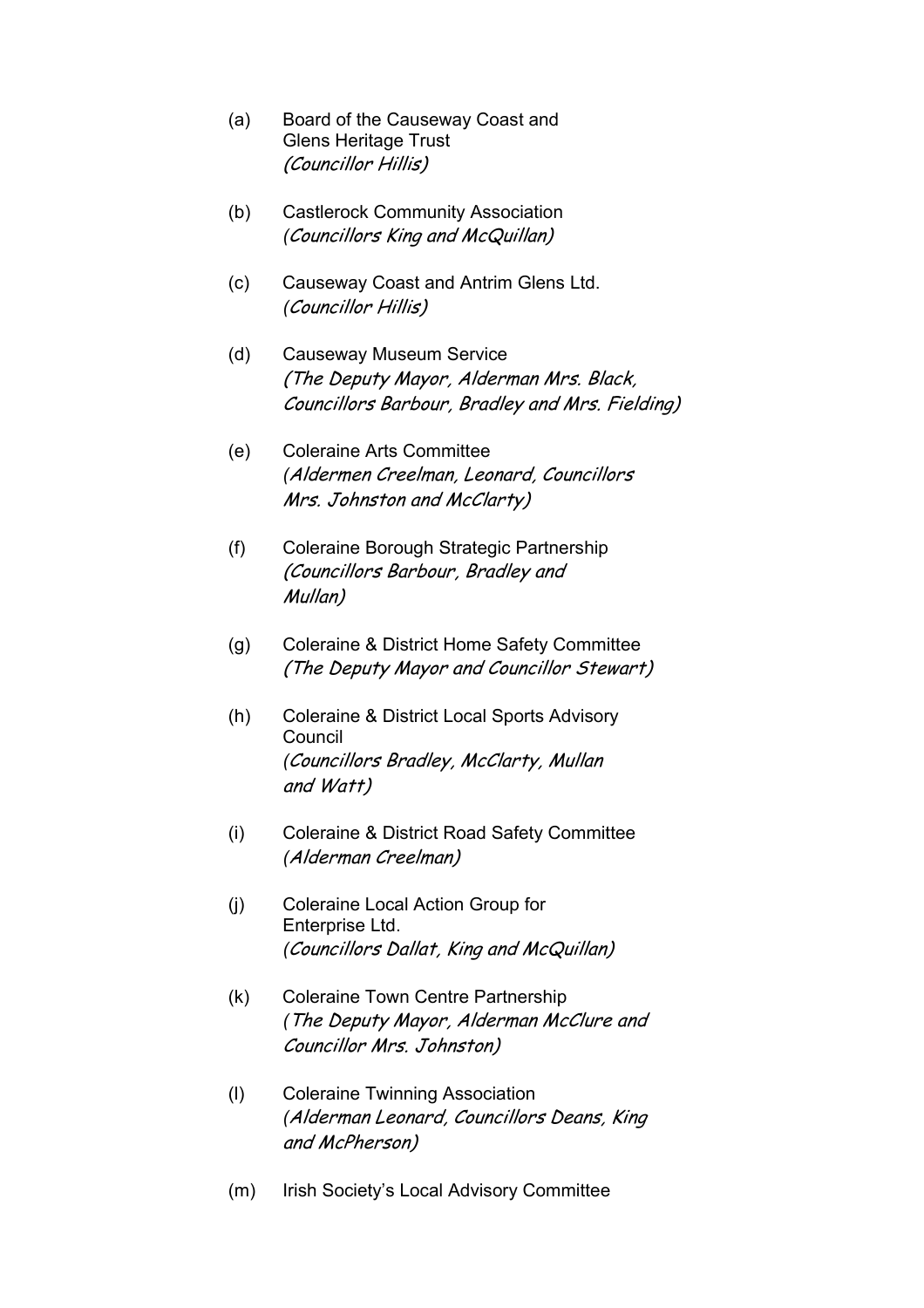(a) Board of the Causeway Coast and Glens Heritage Trust
*(Councillor Hillis)*

(b) Castlerock Community Association
*(Councillors King and McQuillan)*

(c) Causeway Coast and Antrim Glens Ltd.
*(Councillor Hillis)*

(d) Causeway Museum Service
*(The Deputy Mayor, Alderman Mrs. Black, Councillors Barbour, Bradley and Mrs. Fielding)*

(e) Coleraine Arts Committee
*(Aldermen Creelman, Leonard, Councillors Mrs. Johnston and McClarty)*

(f) Coleraine Borough Strategic Partnership
*(Councillors Barbour, Bradley and Mullan)*

(g) Coleraine & District Home Safety Committee
*(The Deputy Mayor and Councillor Stewart)*

(h) Coleraine & District Local Sports Advisory Council
*(Councillors Bradley, McClarty, Mullan and Watt)*

(i) Coleraine & District Road Safety Committee
*(Alderman Creelman)*

(j) Coleraine Local Action Group for Enterprise Ltd.
*(Councillors Dallat, King and McQuillan)*

(k) Coleraine Town Centre Partnership
*(The Deputy Mayor, Alderman McClure and Councillor Mrs. Johnston)*

(l) Coleraine Twinning Association
*(Alderman Leonard, Councillors Deans, King and McPherson)*

(m) Irish Society's Local Advisory Committee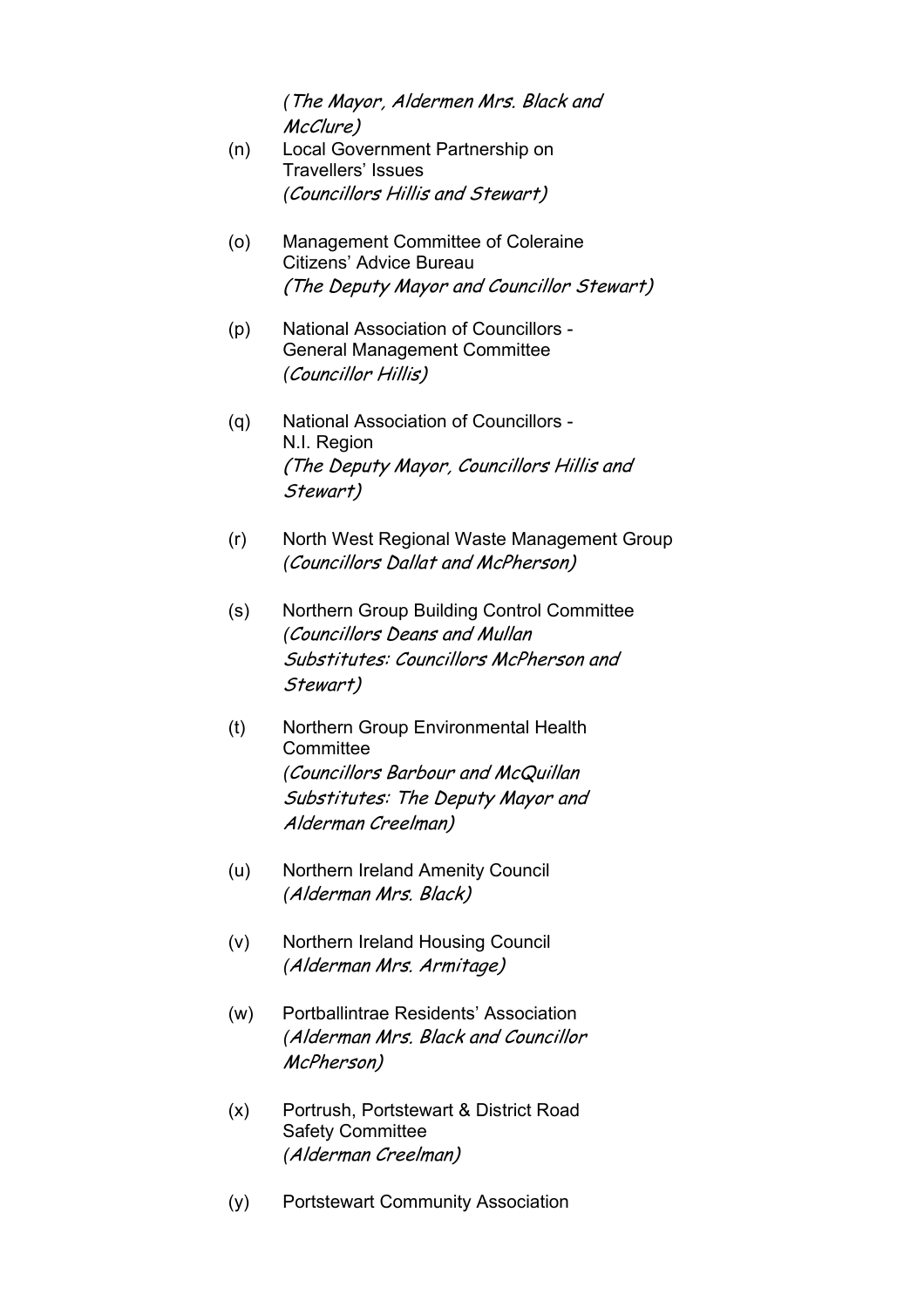*(The Mayor, Aldermen Mrs. Black and McClure)*

(n) Local Government Partnership on Travellers' Issues
*(Councillors Hillis and Stewart)*

(o) Management Committee of Coleraine Citizens' Advice Bureau
*(The Deputy Mayor and Councillor Stewart)*

(p) National Association of Councillors - General Management Committee
*(Councillor Hillis)*

(q) National Association of Councillors - N.I. Region
*(The Deputy Mayor, Councillors Hillis and Stewart)*

(r) North West Regional Waste Management Group
*(Councillors Dallat and McPherson)*

(s) Northern Group Building Control Committee
*(Councillors Deans and Mullan
Substitutes: Councillors McPherson and Stewart)*

(t) Northern Group Environmental Health Committee
*(Councillors Barbour and McQuillan
Substitutes: The Deputy Mayor and Alderman Creelman)*

(u) Northern Ireland Amenity Council
*(Alderman Mrs. Black)*

(v) Northern Ireland Housing Council
*(Alderman Mrs. Armitage)*

(w) Portballintrae Residents' Association
*(Alderman Mrs. Black and Councillor McPherson)*

(x) Portrush, Portstewart & District Road Safety Committee
*(Alderman Creelman)*

(y) Portstewart Community Association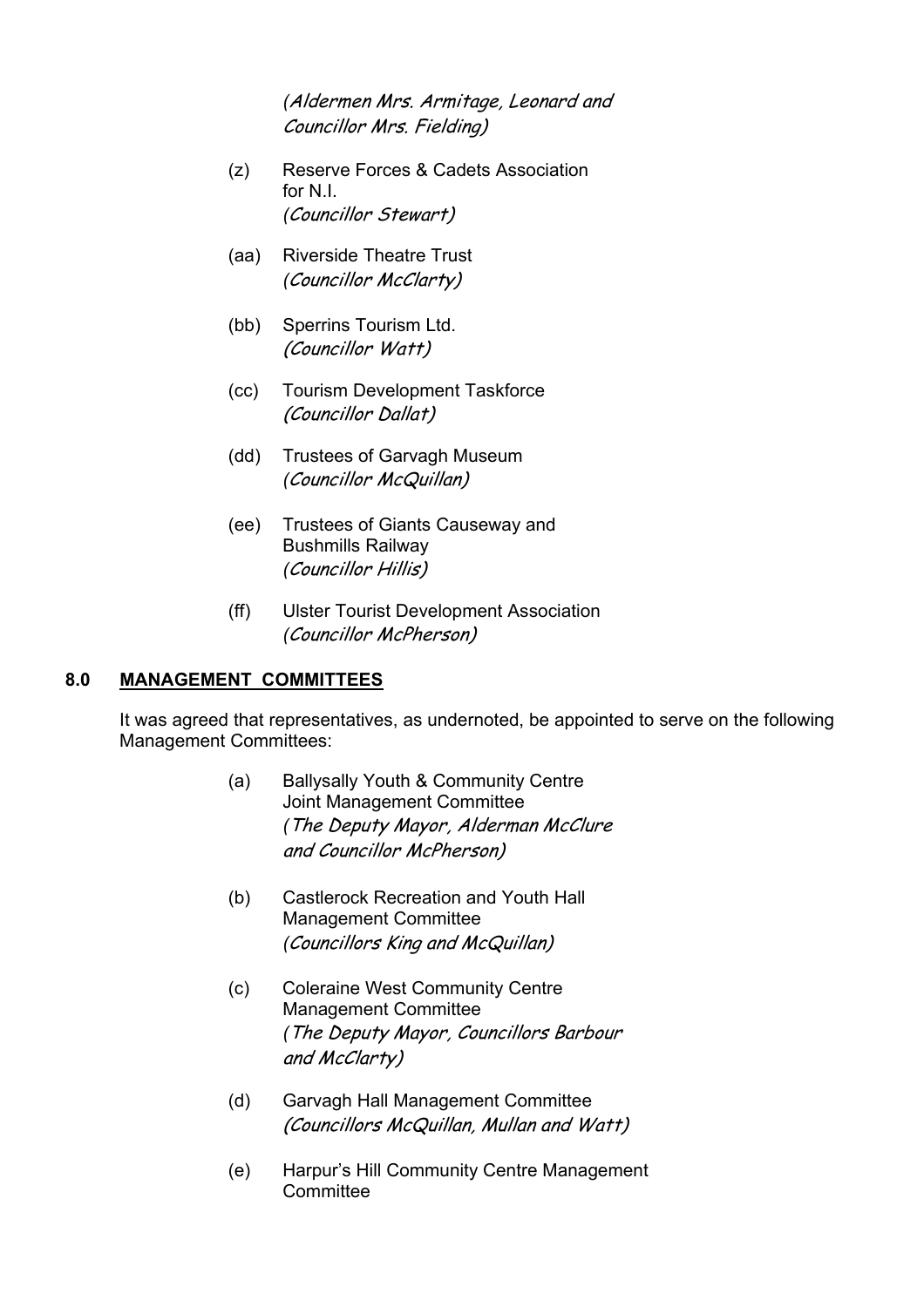*(Aldermen Mrs. Armitage, Leonard and Councillor Mrs. Fielding)*

(z) Reserve Forces & Cadets Association for N.I.
*(Councillor Stewart)*

(aa) Riverside Theatre Trust
*(Councillor McClarty)*

(bb) Sperrins Tourism Ltd.
*(Councillor Watt)*

(cc) Tourism Development Taskforce
*(Councillor Dallat)*

(dd) Trustees of Garvagh Museum
*(Councillor McQuillan)*

(ee) Trustees of Giants Causeway and Bushmills Railway
*(Councillor Hillis)*

(ff) Ulster Tourist Development Association
*(Councillor McPherson)*

## 8.0 MANAGEMENT COMMITTEES

It was agreed that representatives, as undernoted, be appointed to serve on the following Management Committees:

(a) Ballysally Youth & Community Centre Joint Management Committee
*(The Deputy Mayor, Alderman McClure and Councillor McPherson)*

(b) Castlerock Recreation and Youth Hall Management Committee
*(Councillors King and McQuillan)*

(c) Coleraine West Community Centre Management Committee
*(The Deputy Mayor, Councillors Barbour and McClarty)*

(d) Garvagh Hall Management Committee
*(Councillors McQuillan, Mullan and Watt)*

(e) Harpur's Hill Community Centre Management Committee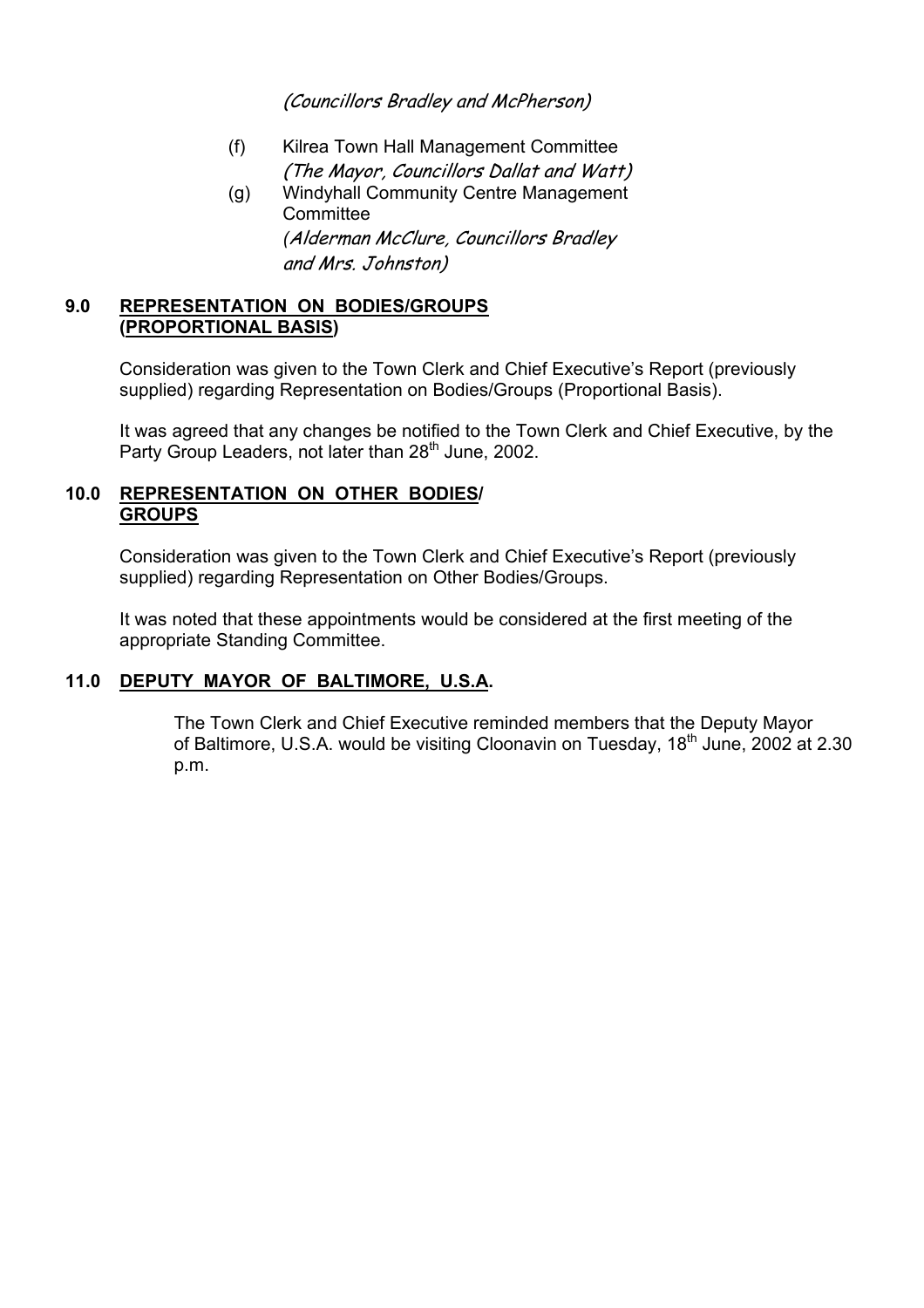*(Councillors Bradley and McPherson)*

(f) Kilrea Town Hall Management Committee
*(The Mayor, Councillors Dallat and Watt)*

(g) Windyhall Community Centre Management Committee
*(Alderman McClure, Councillors Bradley and Mrs. Johnston)*

## 9.0 REPRESENTATION ON BODIES/GROUPS (PROPORTIONAL BASIS)

Consideration was given to the Town Clerk and Chief Executive's Report (previously supplied) regarding Representation on Bodies/Groups (Proportional Basis).

It was agreed that any changes be notified to the Town Clerk and Chief Executive, by the Party Group Leaders, not later than 28th June, 2002.

## 10.0 REPRESENTATION ON OTHER BODIES/ GROUPS

Consideration was given to the Town Clerk and Chief Executive's Report (previously supplied) regarding Representation on Other Bodies/Groups.

It was noted that these appointments would be considered at the first meeting of the appropriate Standing Committee.

## 11.0 DEPUTY MAYOR OF BALTIMORE, U.S.A.

The Town Clerk and Chief Executive reminded members that the Deputy Mayor of Baltimore, U.S.A. would be visiting Cloonavin on Tuesday, 18th June, 2002 at 2.30 p.m.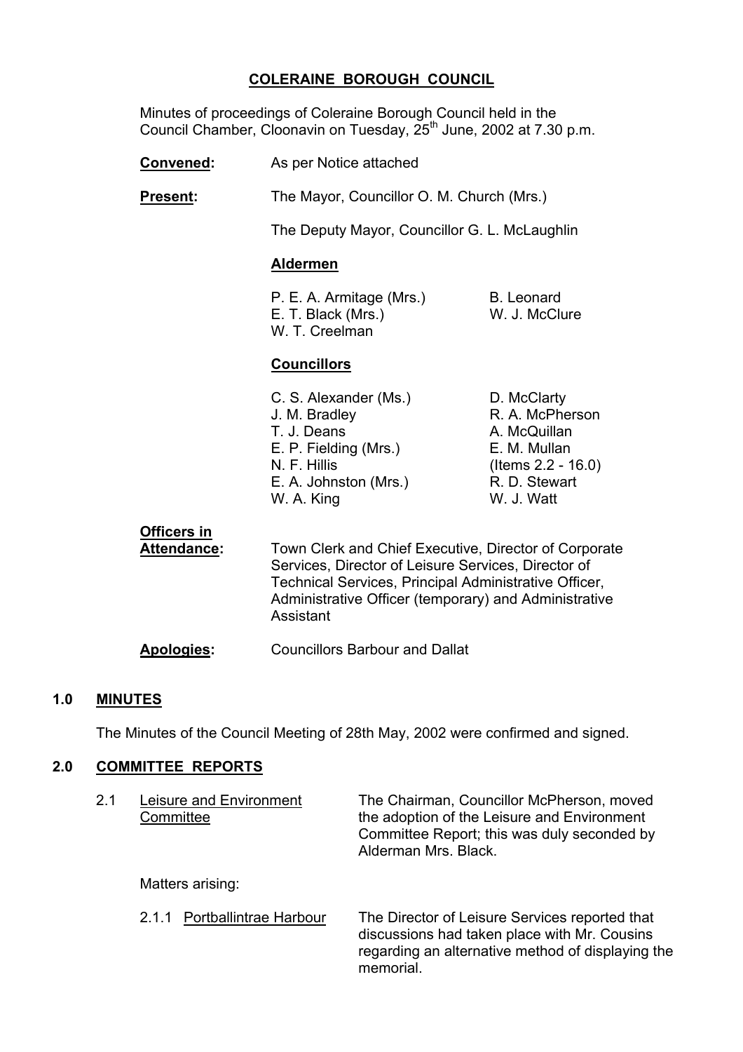# COLERAINE BOROUGH COUNCIL

Minutes of proceedings of Coleraine Borough Council held in the Council Chamber, Cloonavin on Tuesday, 25th June, 2002 at 7.30 p.m.

**Convened:** As per Notice attached

**Present:** The Mayor, Councillor O. M. Church (Mrs.)

The Deputy Mayor, Councillor G. L. McLaughlin

**Aldermen**

P. E. A. Armitage (Mrs.)
E. T. Black (Mrs.)
W. T. Creelman
B. Leonard
W. J. McClure

**Councillors**

C. S. Alexander (Ms.)
J. M. Bradley
T. J. Deans
E. P. Fielding (Mrs.)
N. F. Hillis
E. A. Johnston (Mrs.)
W. A. King
D. McClarty
R. A. McPherson
A. McQuillan
E. M. Mullan (Items 2.2 - 16.0)
R. D. Stewart
W. J. Watt

**Officers in Attendance:** Town Clerk and Chief Executive, Director of Corporate Services, Director of Leisure Services, Director of Technical Services, Principal Administrative Officer, Administrative Officer (temporary) and Administrative Assistant

**Apologies:** Councillors Barbour and Dallat

## 1.0 MINUTES

The Minutes of the Council Meeting of 28th May, 2002 were confirmed and signed.

## 2.0 COMMITTEE REPORTS

2.1 Leisure and Environment Committee

The Chairman, Councillor McPherson, moved the adoption of the Leisure and Environment Committee Report; this was duly seconded by Alderman Mrs. Black.

Matters arising:

2.1.1 Portballintrae Harbour

The Director of Leisure Services reported that discussions had taken place with Mr. Cousins regarding an alternative method of displaying the memorial.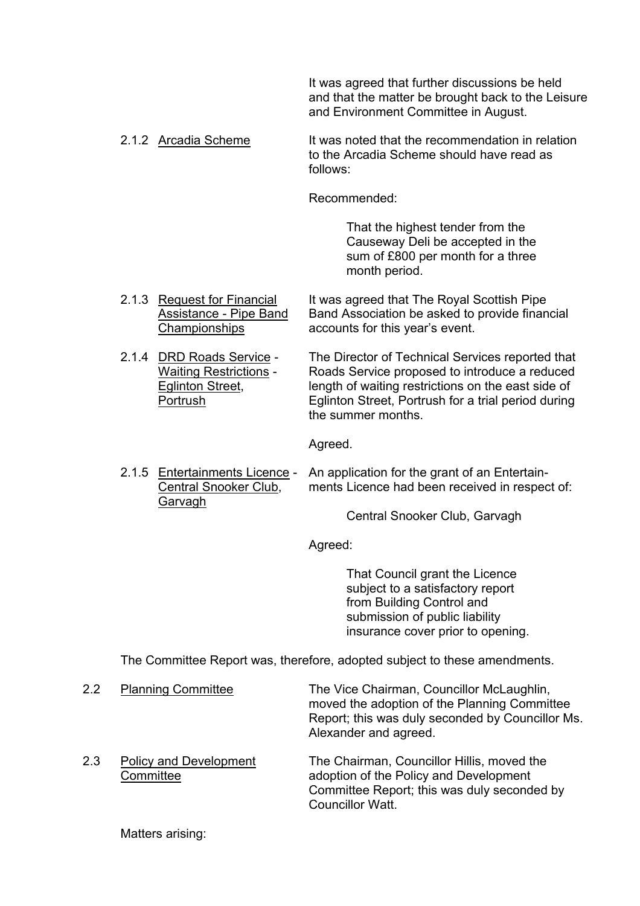It was agreed that further discussions be held and that the matter be brought back to the Leisure and Environment Committee in August.

2.1.2 <u>Arcadia Scheme</u>

It was noted that the recommendation in relation to the Arcadia Scheme should have read as follows:

Recommended:

> That the highest tender from the Causeway Deli be accepted in the sum of £800 per month for a three month period.

2.1.3 <u>Request for Financial Assistance - Pipe Band Championships</u>

It was agreed that The Royal Scottish Pipe Band Association be asked to provide financial accounts for this year's event.

2.1.4 <u>DRD Roads Service</u> - <u>Waiting Restrictions</u> - <u>Eglinton Street, Portrush</u>

The Director of Technical Services reported that Roads Service proposed to introduce a reduced length of waiting restrictions on the east side of Eglinton Street, Portrush for a trial period during the summer months.

Agreed.

2.1.5 <u>Entertainments Licence</u> - <u>Central Snooker Club, Garvagh</u>

An application for the grant of an Entertainments Licence had been received in respect of:

> Central Snooker Club, Garvagh

Agreed:

> That Council grant the Licence subject to a satisfactory report from Building Control and submission of public liability insurance cover prior to opening.

The Committee Report was, therefore, adopted subject to these amendments.

2.2 <u>Planning Committee</u>

The Vice Chairman, Councillor McLaughlin, moved the adoption of the Planning Committee Report; this was duly seconded by Councillor Ms. Alexander and agreed.

2.3 <u>Policy and Development Committee</u>

The Chairman, Councillor Hillis, moved the adoption of the Policy and Development Committee Report; this was duly seconded by Councillor Watt.

Matters arising: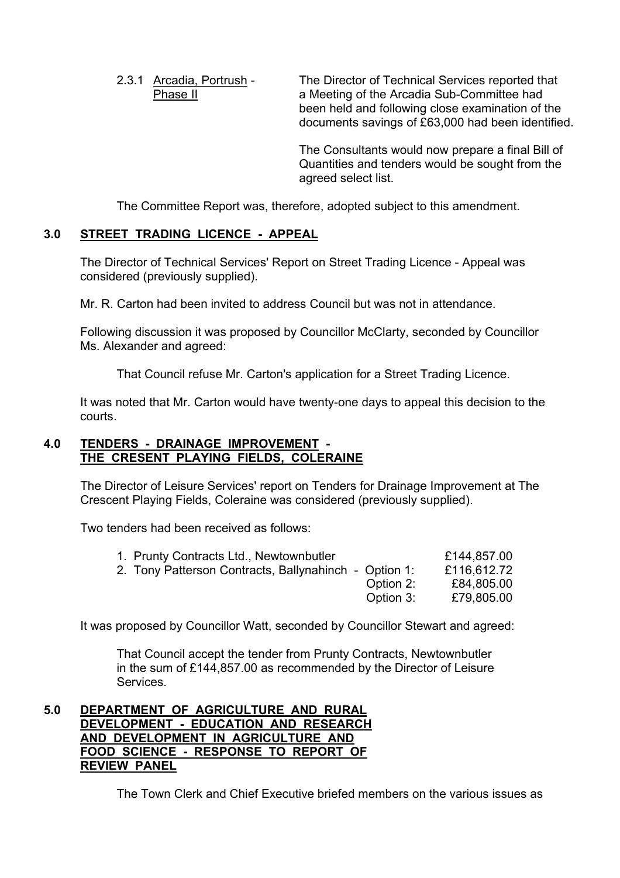2.3.1 Arcadia, Portrush - Phase II

The Director of Technical Services reported that a Meeting of the Arcadia Sub-Committee had been held and following close examination of the documents savings of £63,000 had been identified.

The Consultants would now prepare a final Bill of Quantities and tenders would be sought from the agreed select list.

The Committee Report was, therefore, adopted subject to this amendment.

## 3.0 STREET TRADING LICENCE - APPEAL

The Director of Technical Services' Report on Street Trading Licence - Appeal was considered (previously supplied).

Mr. R. Carton had been invited to address Council but was not in attendance.

Following discussion it was proposed by Councillor McClarty, seconded by Councillor Ms. Alexander and agreed:

> That Council refuse Mr. Carton's application for a Street Trading Licence.

It was noted that Mr. Carton would have twenty-one days to appeal this decision to the courts.

## 4.0 TENDERS - DRAINAGE IMPROVEMENT - THE CRESENT PLAYING FIELDS, COLERAINE

The Director of Leisure Services' report on Tenders for Drainage Improvement at The Crescent Playing Fields, Coleraine was considered (previously supplied).

Two tenders had been received as follows:

| | | |
|---|---|---|
| 1. Prunty Contracts Ltd., Newtownbutler | | £144,857.00 |
| 2. Tony Patterson Contracts, Ballynahinch - | Option 1: | £116,612.72 |
| | Option 2: | £84,805.00 |
| | Option 3: | £79,805.00 |

It was proposed by Councillor Watt, seconded by Councillor Stewart and agreed:

> That Council accept the tender from Prunty Contracts, Newtownbutler in the sum of £144,857.00 as recommended by the Director of Leisure Services.

## 5.0 DEPARTMENT OF AGRICULTURE AND RURAL DEVELOPMENT - EDUCATION AND RESEARCH AND DEVELOPMENT IN AGRICULTURE AND FOOD SCIENCE - RESPONSE TO REPORT OF REVIEW PANEL

The Town Clerk and Chief Executive briefed members on the various issues as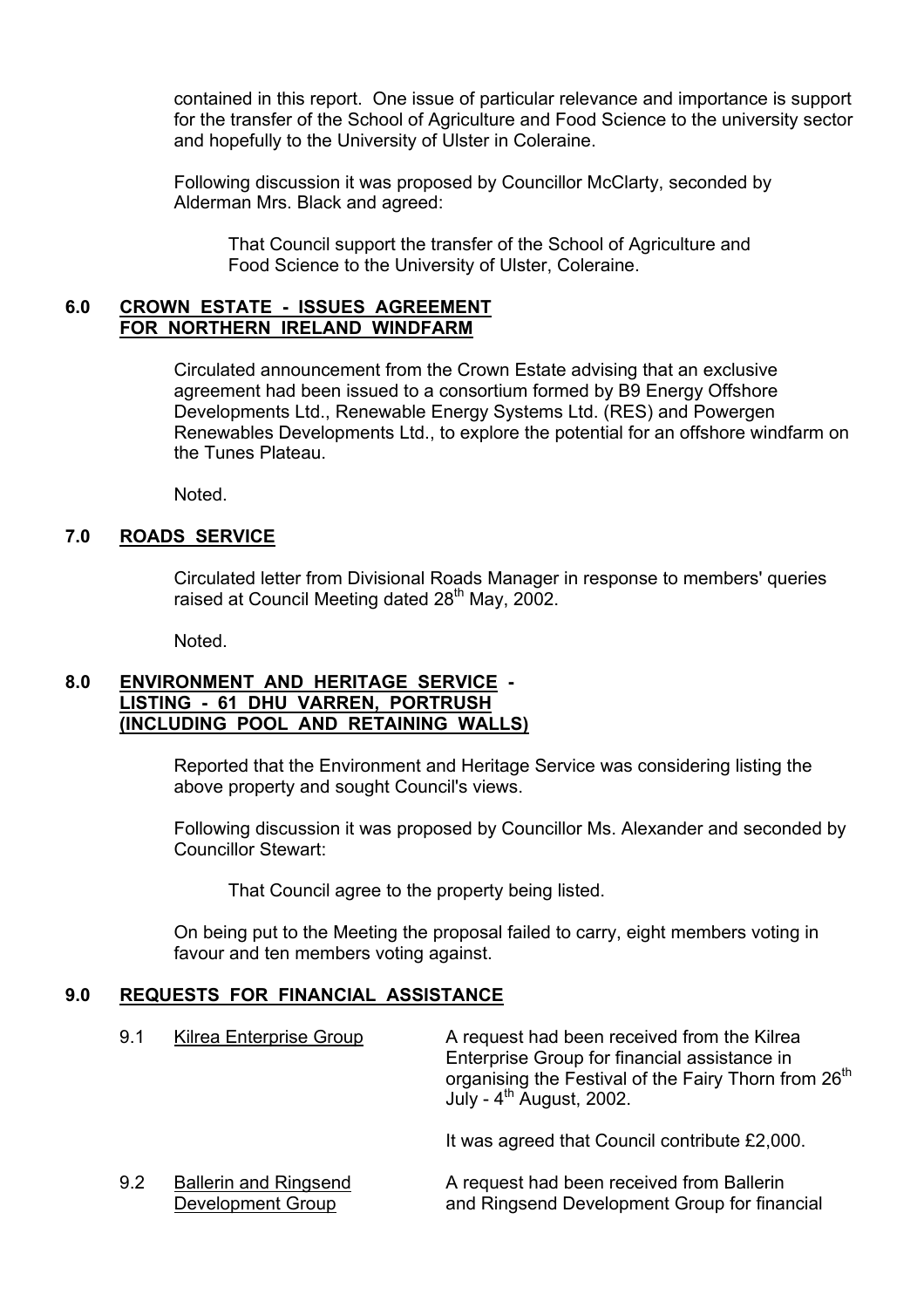contained in this report. One issue of particular relevance and importance is support for the transfer of the School of Agriculture and Food Science to the university sector and hopefully to the University of Ulster in Coleraine.

Following discussion it was proposed by Councillor McClarty, seconded by Alderman Mrs. Black and agreed:

> That Council support the transfer of the School of Agriculture and Food Science to the University of Ulster, Coleraine.

## 6.0 CROWN ESTATE - ISSUES AGREEMENT FOR NORTHERN IRELAND WINDFARM

Circulated announcement from the Crown Estate advising that an exclusive agreement had been issued to a consortium formed by B9 Energy Offshore Developments Ltd., Renewable Energy Systems Ltd. (RES) and Powergen Renewables Developments Ltd., to explore the potential for an offshore windfarm on the Tunes Plateau.

Noted.

## 7.0 ROADS SERVICE

Circulated letter from Divisional Roads Manager in response to members' queries raised at Council Meeting dated 28th May, 2002.

Noted.

## 8.0 ENVIRONMENT AND HERITAGE SERVICE - LISTING - 61 DHU VARREN, PORTRUSH (INCLUDING POOL AND RETAINING WALLS)

Reported that the Environment and Heritage Service was considering listing the above property and sought Council's views.

Following discussion it was proposed by Councillor Ms. Alexander and seconded by Councillor Stewart:

> That Council agree to the property being listed.

On being put to the Meeting the proposal failed to carry, eight members voting in favour and ten members voting against.

## 9.0 REQUESTS FOR FINANCIAL ASSISTANCE

9.1 Kilrea Enterprise Group

A request had been received from the Kilrea Enterprise Group for financial assistance in organising the Festival of the Fairy Thorn from 26th July - 4th August, 2002.

It was agreed that Council contribute £2,000.

9.2 Ballerin and Ringsend Development Group

A request had been received from Ballerin and Ringsend Development Group for financial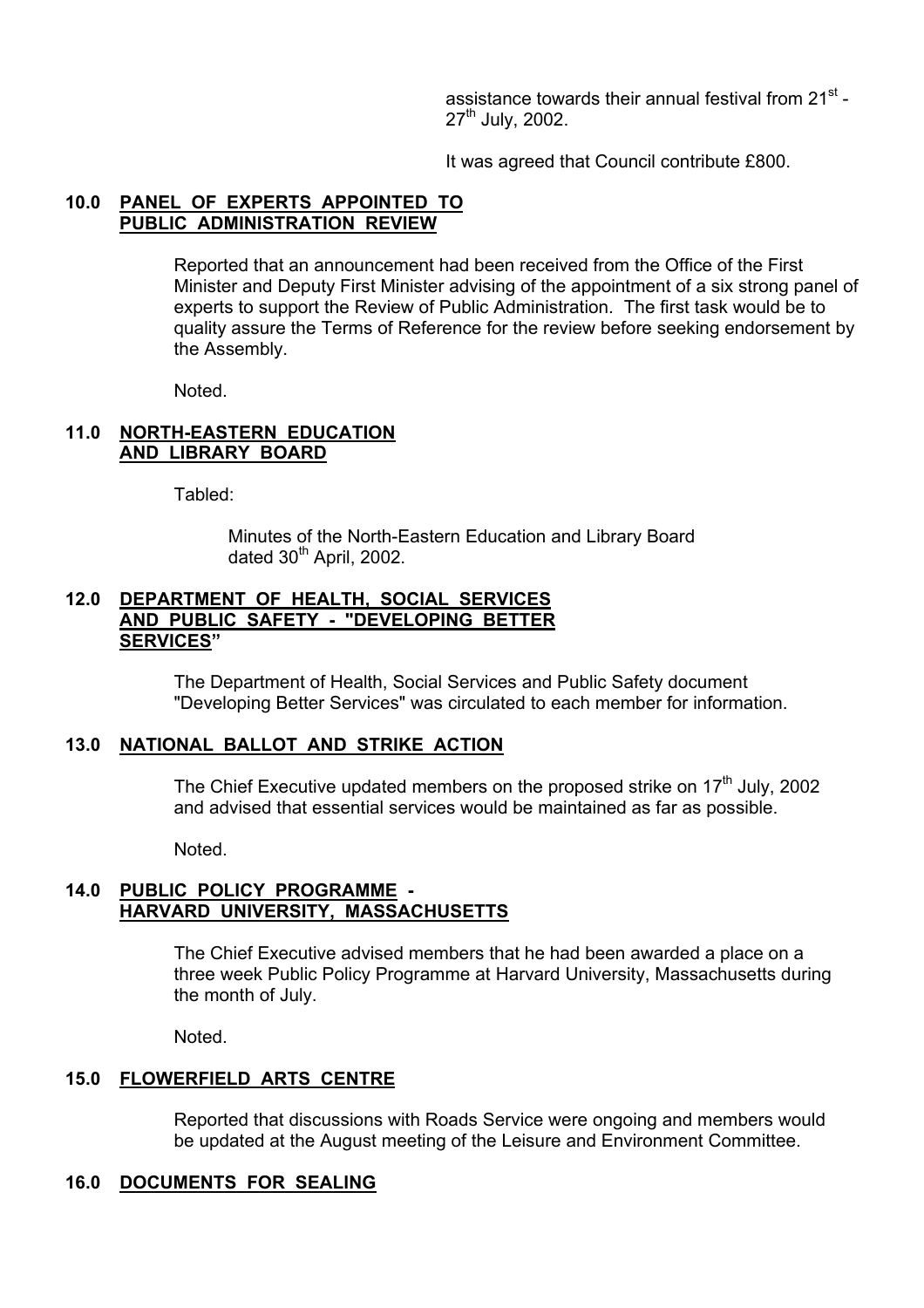assistance towards their annual festival from 21st - 27th July, 2002.

It was agreed that Council contribute £800.

## 10.0 PANEL OF EXPERTS APPOINTED TO PUBLIC ADMINISTRATION REVIEW

Reported that an announcement had been received from the Office of the First Minister and Deputy First Minister advising of the appointment of a six strong panel of experts to support the Review of Public Administration. The first task would be to quality assure the Terms of Reference for the review before seeking endorsement by the Assembly.

Noted.

## 11.0 NORTH-EASTERN EDUCATION AND LIBRARY BOARD

Tabled:

Minutes of the North-Eastern Education and Library Board dated 30th April, 2002.

## 12.0 DEPARTMENT OF HEALTH, SOCIAL SERVICES AND PUBLIC SAFETY - "DEVELOPING BETTER SERVICES"

The Department of Health, Social Services and Public Safety document "Developing Better Services" was circulated to each member for information.

## 13.0 NATIONAL BALLOT AND STRIKE ACTION

The Chief Executive updated members on the proposed strike on 17th July, 2002 and advised that essential services would be maintained as far as possible.

Noted.

## 14.0 PUBLIC POLICY PROGRAMME - HARVARD UNIVERSITY, MASSACHUSETTS

The Chief Executive advised members that he had been awarded a place on a three week Public Policy Programme at Harvard University, Massachusetts during the month of July.

Noted.

## 15.0 FLOWERFIELD ARTS CENTRE

Reported that discussions with Roads Service were ongoing and members would be updated at the August meeting of the Leisure and Environment Committee.

## 16.0 DOCUMENTS FOR SEALING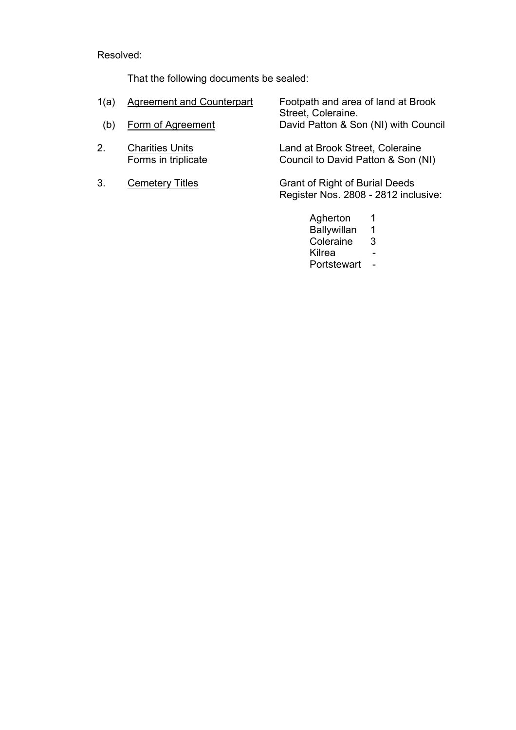Resolved:

That the following documents be sealed:

| | | |
|---|---|---|
| 1(a) | Agreement and Counterpart | Footpath and area of land at Brook Street, Coleraine. |
| (b) | Form of Agreement | David Patton & Son (NI) with Council |
| 2. | Charities Units<br>Forms in triplicate | Land at Brook Street, Coleraine<br>Council to David Patton & Son (NI) |
| 3. | Cemetery Titles | Grant of Right of Burial Deeds<br>Register Nos. 2808 - 2812 inclusive: |

| | |
|---|---|
| Agherton | 1 |
| Ballywillan | 1 |
| Coleraine | 3 |
| Kilrea | - |
| Portstewart | - |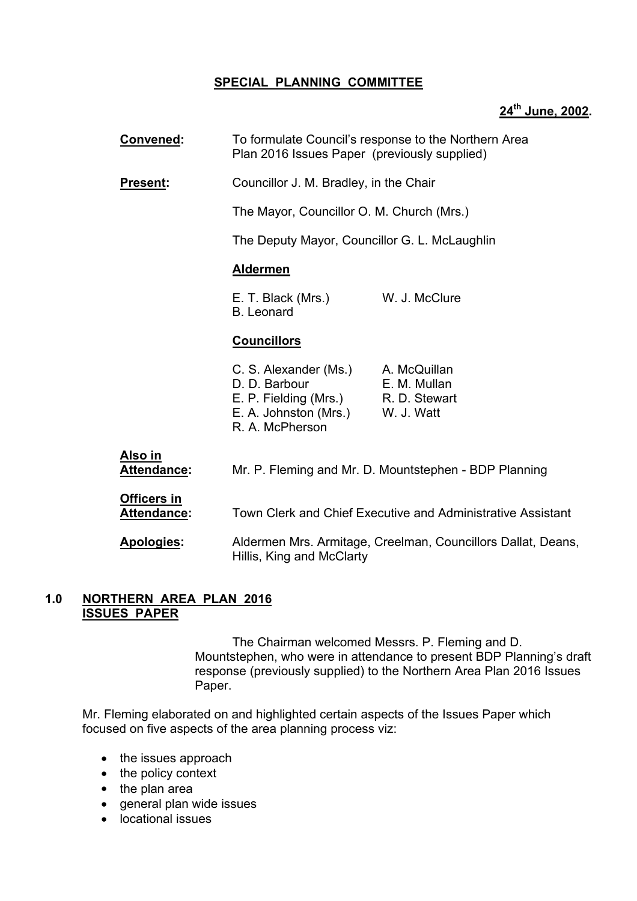## SPECIAL PLANNING COMMITTEE

**24th June, 2002.**

**Convened:** To formulate Council's response to the Northern Area Plan 2016 Issues Paper (previously supplied)

**Present:** Councillor J. M. Bradley, in the Chair

The Mayor, Councillor O. M. Church (Mrs.)

The Deputy Mayor, Councillor G. L. McLaughlin

**Aldermen**

E. T. Black (Mrs.) W. J. McClure
B. Leonard

**Councillors**

C. S. Alexander (Ms.) A. McQuillan
D. D. Barbour E. M. Mullan
E. P. Fielding (Mrs.) R. D. Stewart
E. A. Johnston (Mrs.) W. J. Watt
R. A. McPherson

**Also in Attendance:** Mr. P. Fleming and Mr. D. Mountstephen - BDP Planning

**Officers in Attendance:** Town Clerk and Chief Executive and Administrative Assistant

**Apologies:** Aldermen Mrs. Armitage, Creelman, Councillors Dallat, Deans, Hillis, King and McClarty

### 1.0 NORTHERN AREA PLAN 2016 ISSUES PAPER

The Chairman welcomed Messrs. P. Fleming and D. Mountstephen, who were in attendance to present BDP Planning's draft response (previously supplied) to the Northern Area Plan 2016 Issues Paper.

Mr. Fleming elaborated on and highlighted certain aspects of the Issues Paper which focused on five aspects of the area planning process viz:

- the issues approach
- the policy context
- the plan area
- general plan wide issues
- locational issues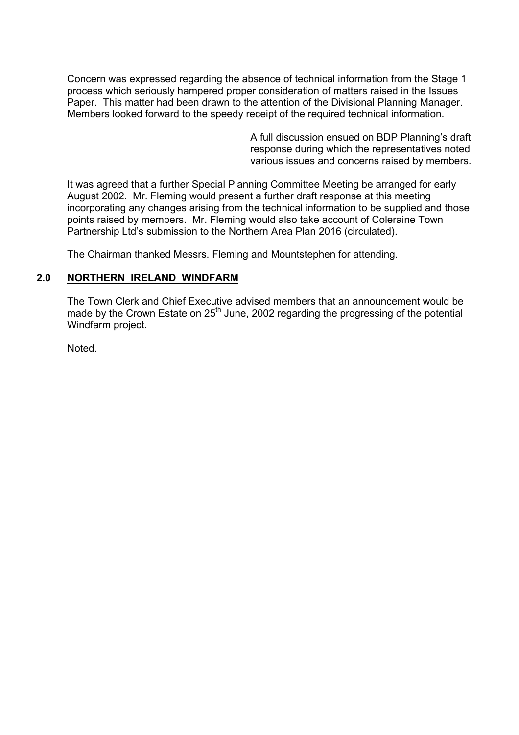Concern was expressed regarding the absence of technical information from the Stage 1 process which seriously hampered proper consideration of matters raised in the Issues Paper. This matter had been drawn to the attention of the Divisional Planning Manager. Members looked forward to the speedy receipt of the required technical information.

A full discussion ensued on BDP Planning's draft response during which the representatives noted various issues and concerns raised by members.

It was agreed that a further Special Planning Committee Meeting be arranged for early August 2002. Mr. Fleming would present a further draft response at this meeting incorporating any changes arising from the technical information to be supplied and those points raised by members. Mr. Fleming would also take account of Coleraine Town Partnership Ltd's submission to the Northern Area Plan 2016 (circulated).

The Chairman thanked Messrs. Fleming and Mountstephen for attending.

## 2.0 NORTHERN IRELAND WINDFARM

The Town Clerk and Chief Executive advised members that an announcement would be made by the Crown Estate on 25th June, 2002 regarding the progressing of the potential Windfarm project.

Noted.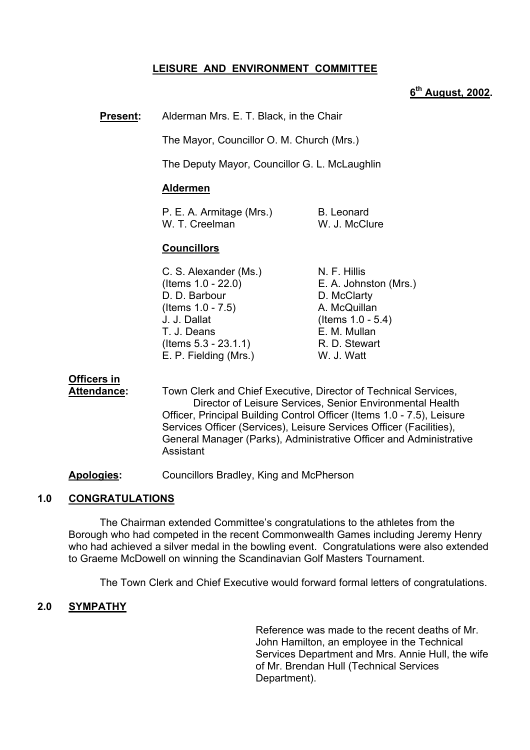# LEISURE AND ENVIRONMENT COMMITTEE

**6th August, 2002.**

**Present:** Alderman Mrs. E. T. Black, in the Chair

The Mayor, Councillor O. M. Church (Mrs.)

The Deputy Mayor, Councillor G. L. McLaughlin

**Aldermen**

P. E. A. Armitage (Mrs.)
W. T. Creelman
B. Leonard
W. J. McClure

**Councillors**

C. S. Alexander (Ms.) (Items 1.0 - 22.0)
D. D. Barbour (Items 1.0 - 7.5)
J. J. Dallat
T. J. Deans (Items 5.3 - 23.1.1)
E. P. Fielding (Mrs.)
N. F. Hillis
E. A. Johnston (Mrs.)
D. McClarty
A. McQuillan (Items 1.0 - 5.4)
E. M. Mullan
R. D. Stewart
W. J. Watt

**Officers in Attendance:** Town Clerk and Chief Executive, Director of Technical Services, Director of Leisure Services, Senior Environmental Health Officer, Principal Building Control Officer (Items 1.0 - 7.5), Leisure Services Officer (Services), Leisure Services Officer (Facilities), General Manager (Parks), Administrative Officer and Administrative Assistant

**Apologies:** Councillors Bradley, King and McPherson

## 1.0 CONGRATULATIONS

The Chairman extended Committee's congratulations to the athletes from the Borough who had competed in the recent Commonwealth Games including Jeremy Henry who had achieved a silver medal in the bowling event. Congratulations were also extended to Graeme McDowell on winning the Scandinavian Golf Masters Tournament.

The Town Clerk and Chief Executive would forward formal letters of congratulations.

## 2.0 SYMPATHY

Reference was made to the recent deaths of Mr. John Hamilton, an employee in the Technical Services Department and Mrs. Annie Hull, the wife of Mr. Brendan Hull (Technical Services Department).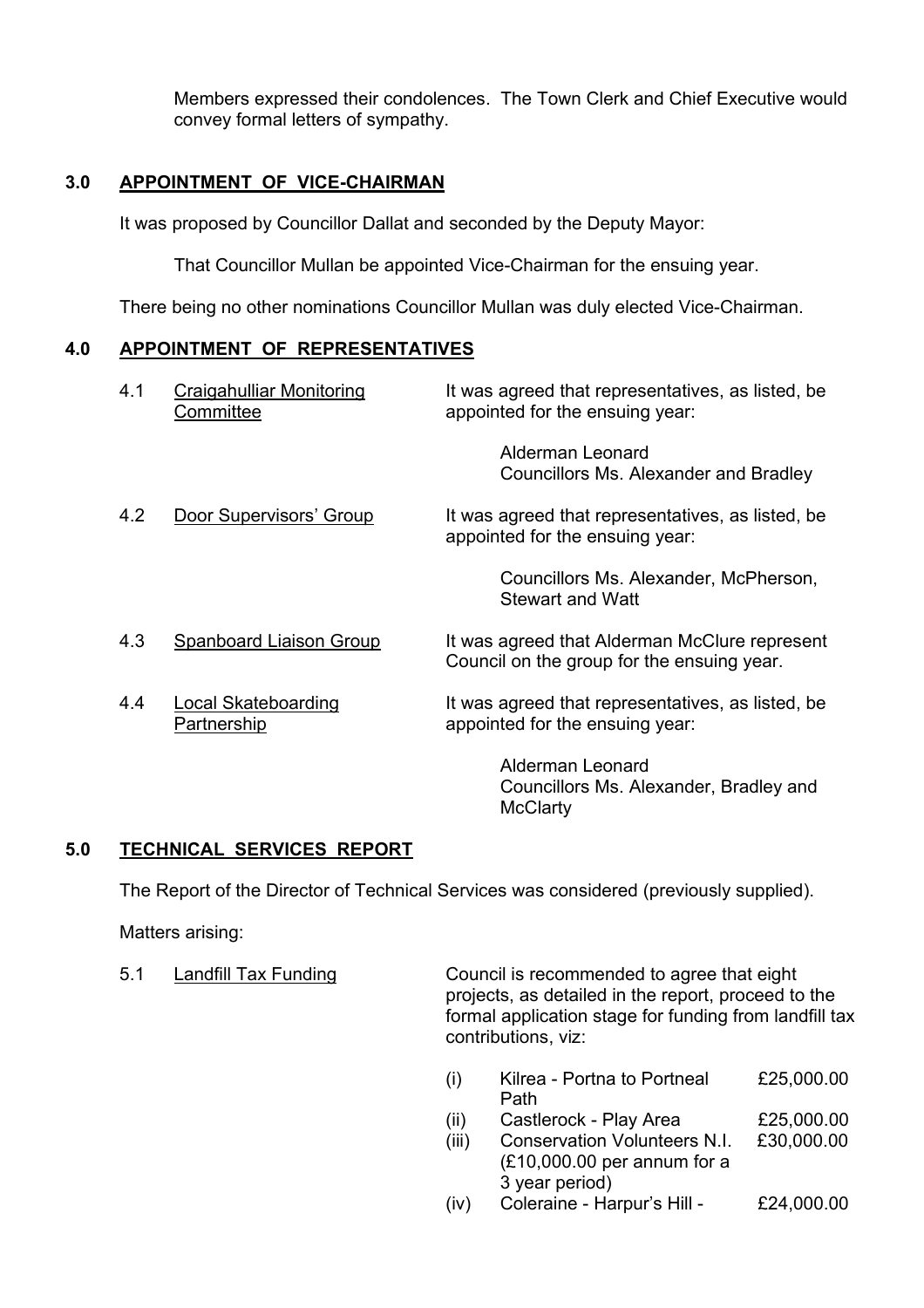Members expressed their condolences. The Town Clerk and Chief Executive would convey formal letters of sympathy.

## 3.0 APPOINTMENT OF VICE-CHAIRMAN

It was proposed by Councillor Dallat and seconded by the Deputy Mayor:

That Councillor Mullan be appointed Vice-Chairman for the ensuing year.

There being no other nominations Councillor Mullan was duly elected Vice-Chairman.

## 4.0 APPOINTMENT OF REPRESENTATIVES

4.1 Craigahulliar Monitoring Committee

It was agreed that representatives, as listed, be appointed for the ensuing year:

Alderman Leonard
Councillors Ms. Alexander and Bradley

4.2 Door Supervisors' Group

It was agreed that representatives, as listed, be appointed for the ensuing year:

Councillors Ms. Alexander, McPherson, Stewart and Watt

4.3 Spanboard Liaison Group

It was agreed that Alderman McClure represent Council on the group for the ensuing year.

4.4 Local Skateboarding Partnership

It was agreed that representatives, as listed, be appointed for the ensuing year:

Alderman Leonard
Councillors Ms. Alexander, Bradley and McClarty

## 5.0 TECHNICAL SERVICES REPORT

The Report of the Director of Technical Services was considered (previously supplied).

Matters arising:

5.1 Landfill Tax Funding

Council is recommended to agree that eight projects, as detailed in the report, proceed to the formal application stage for funding from landfill tax contributions, viz:

| | | |
|---|---|---|
| (i) | Kilrea - Portna to Portneal Path | £25,000.00 |
| (ii) | Castlerock - Play Area | £25,000.00 |
| (iii) | Conservation Volunteers N.I. (£10,000.00 per annum for a 3 year period) | £30,000.00 |
| (iv) | Coleraine - Harpur's Hill - | £24,000.00 |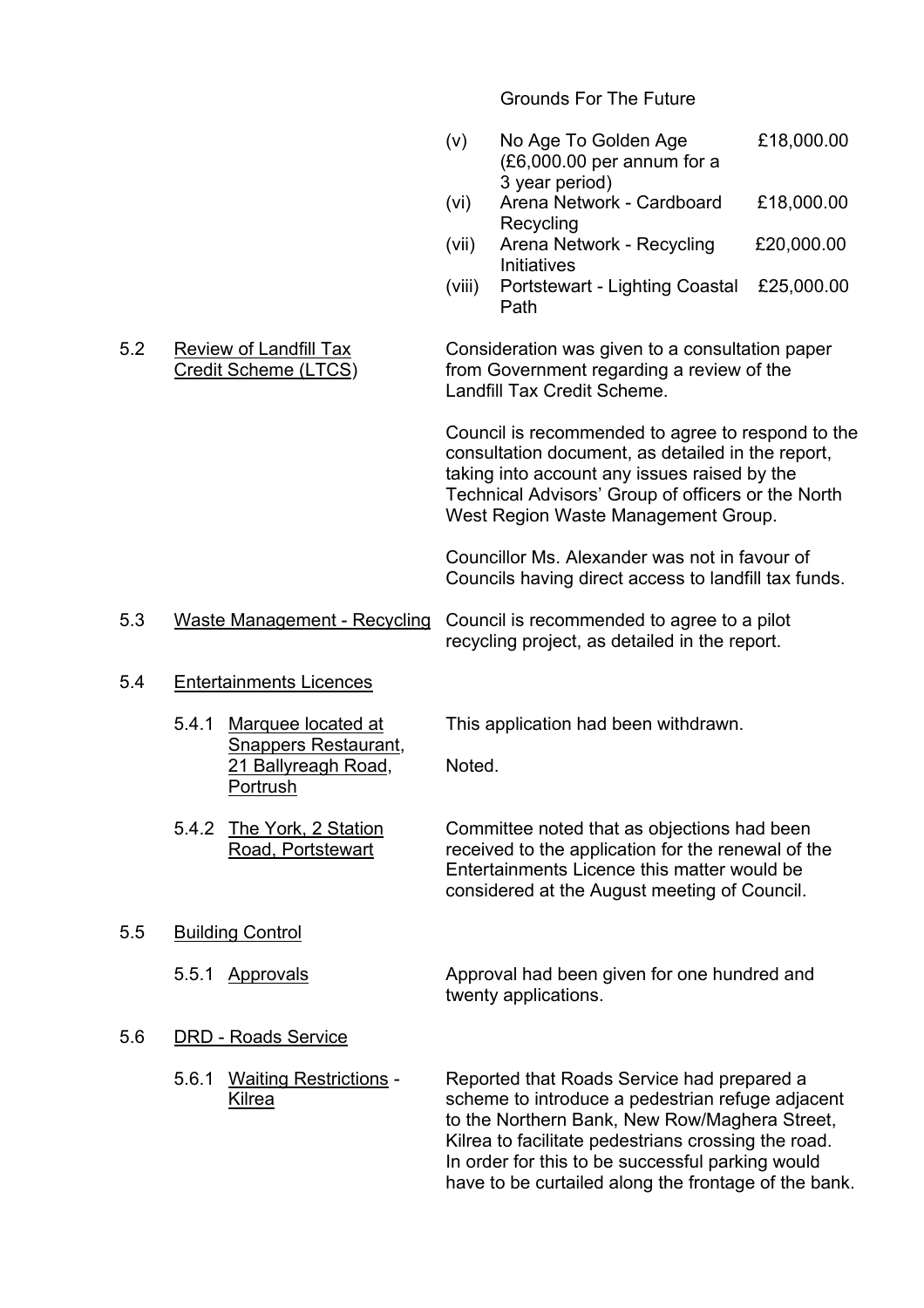Grounds For The Future

| | | |
|---|---|---|
| (v) | No Age To Golden Age (£6,000.00 per annum for a 3 year period) | £18,000.00 |
| (vi) | Arena Network - Cardboard Recycling | £18,000.00 |
| (vii) | Arena Network - Recycling Initiatives | £20,000.00 |
| (viii) | Portstewart - Lighting Coastal Path | £25,000.00 |

5.2 Review of Landfill Tax Credit Scheme (LTCS)

Consideration was given to a consultation paper from Government regarding a review of the Landfill Tax Credit Scheme.

Council is recommended to agree to respond to the consultation document, as detailed in the report, taking into account any issues raised by the Technical Advisors' Group of officers or the North West Region Waste Management Group.

Councillor Ms. Alexander was not in favour of Councils having direct access to landfill tax funds.

5.3 Waste Management - Recycling

Council is recommended to agree to a pilot recycling project, as detailed in the report.

5.4 Entertainments Licences

5.4.1 Marquee located at Snappers Restaurant, 21 Ballyreagh Road, Portrush

This application had been withdrawn.

Noted.

5.4.2 The York, 2 Station Road, Portstewart

Committee noted that as objections had been received to the application for the renewal of the Entertainments Licence this matter would be considered at the August meeting of Council.

5.5 Building Control

5.5.1 Approvals

Approval had been given for one hundred and twenty applications.

5.6 DRD - Roads Service

5.6.1 Waiting Restrictions - Kilrea

Reported that Roads Service had prepared a scheme to introduce a pedestrian refuge adjacent to the Northern Bank, New Row/Maghera Street, Kilrea to facilitate pedestrians crossing the road. In order for this to be successful parking would have to be curtailed along the frontage of the bank.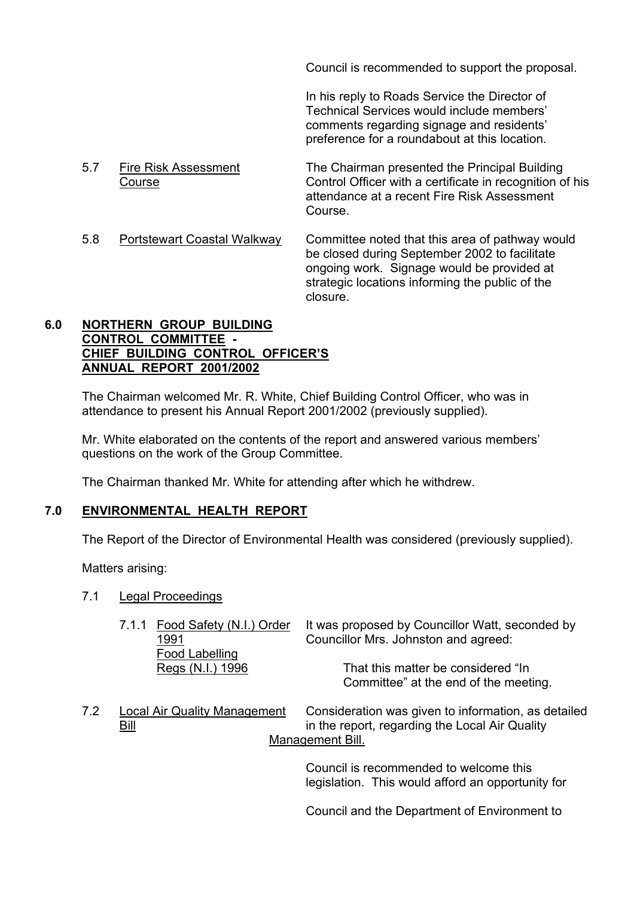Council is recommended to support the proposal.

In his reply to Roads Service the Director of Technical Services would include members' comments regarding signage and residents' preference for a roundabout at this location.

5.7 Fire Risk Assessment Course — The Chairman presented the Principal Building Control Officer with a certificate in recognition of his attendance at a recent Fire Risk Assessment Course.

5.8 Portstewart Coastal Walkway — Committee noted that this area of pathway would be closed during September 2002 to facilitate ongoing work. Signage would be provided at strategic locations informing the public of the closure.

## 6.0 NORTHERN GROUP BUILDING CONTROL COMMITTEE - CHIEF BUILDING CONTROL OFFICER'S ANNUAL REPORT 2001/2002

The Chairman welcomed Mr. R. White, Chief Building Control Officer, who was in attendance to present his Annual Report 2001/2002 (previously supplied).

Mr. White elaborated on the contents of the report and answered various members' questions on the work of the Group Committee.

The Chairman thanked Mr. White for attending after which he withdrew.

## 7.0 ENVIRONMENTAL HEALTH REPORT

The Report of the Director of Environmental Health was considered (previously supplied).

Matters arising:

7.1 Legal Proceedings

7.1.1 Food Safety (N.I.) Order 1991 Food Labelling Regs (N.I.) 1996 — It was proposed by Councillor Watt, seconded by Councillor Mrs. Johnston and agreed:

> That this matter be considered "In Committee" at the end of the meeting.

7.2 Local Air Quality Management Bill — Consideration was given to information, as detailed in the report, regarding the Local Air Quality Management Bill.

Council is recommended to welcome this legislation. This would afford an opportunity for

Council and the Department of Environment to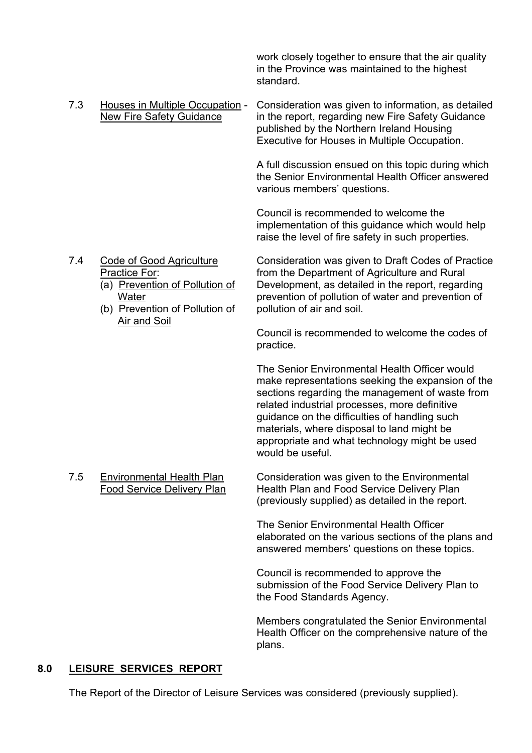work closely together to ensure that the air quality in the Province was maintained to the highest standard.

7.3 Houses in Multiple Occupation - New Fire Safety Guidance

Consideration was given to information, as detailed in the report, regarding new Fire Safety Guidance published by the Northern Ireland Housing Executive for Houses in Multiple Occupation.

A full discussion ensued on this topic during which the Senior Environmental Health Officer answered various members' questions.

Council is recommended to welcome the implementation of this guidance which would help raise the level of fire safety in such properties.

7.4 Code of Good Agriculture Practice For:
(a) Prevention of Pollution of Water
(b) Prevention of Pollution of Air and Soil

Consideration was given to Draft Codes of Practice from the Department of Agriculture and Rural Development, as detailed in the report, regarding prevention of pollution of water and prevention of pollution of air and soil.

Council is recommended to welcome the codes of practice.

The Senior Environmental Health Officer would make representations seeking the expansion of the sections regarding the management of waste from related industrial processes, more definitive guidance on the difficulties of handling such materials, where disposal to land might be appropriate and what technology might be used would be useful.

7.5 Environmental Health Plan Food Service Delivery Plan

Consideration was given to the Environmental Health Plan and Food Service Delivery Plan (previously supplied) as detailed in the report.

The Senior Environmental Health Officer elaborated on the various sections of the plans and answered members' questions on these topics.

Council is recommended to approve the submission of the Food Service Delivery Plan to the Food Standards Agency.

Members congratulated the Senior Environmental Health Officer on the comprehensive nature of the plans.

## 8.0 LEISURE SERVICES REPORT

The Report of the Director of Leisure Services was considered (previously supplied).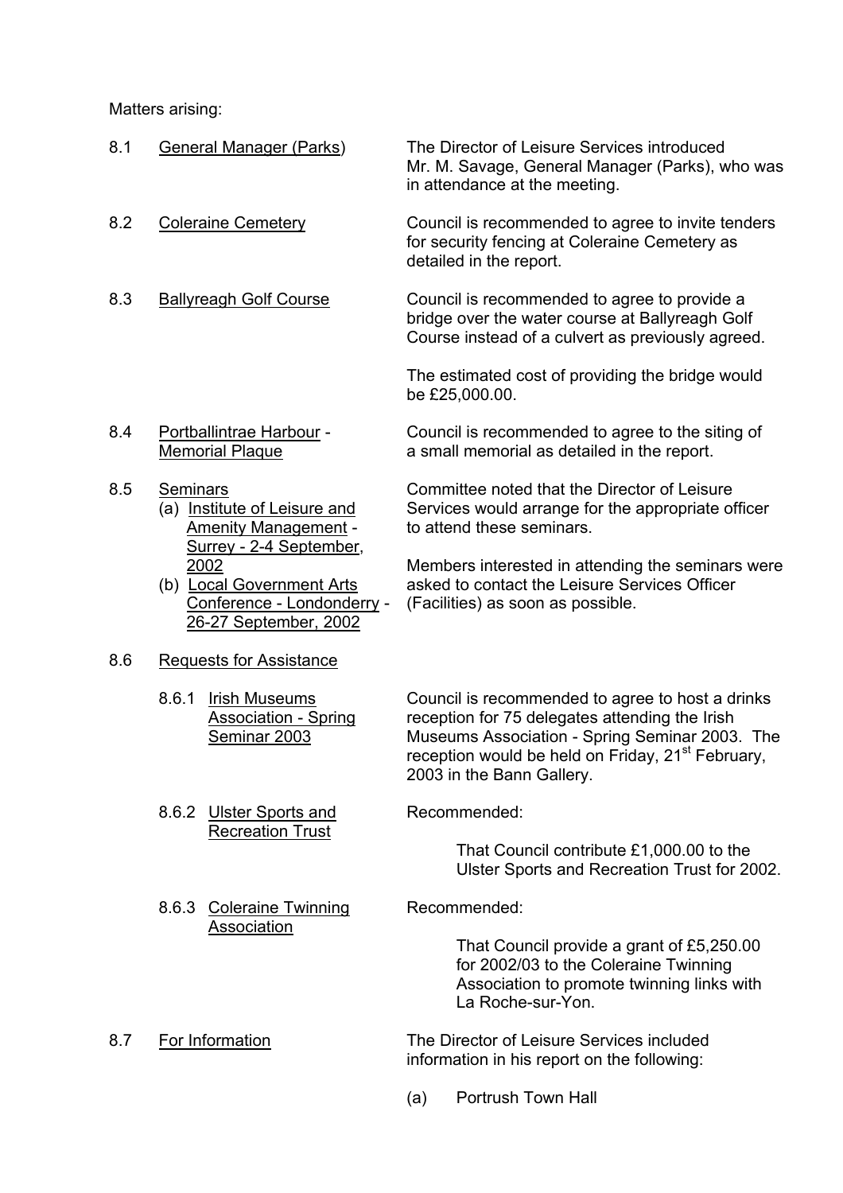Matters arising:

8.1 General Manager (Parks)

The Director of Leisure Services introduced Mr. M. Savage, General Manager (Parks), who was in attendance at the meeting.

8.2 Coleraine Cemetery

Council is recommended to agree to invite tenders for security fencing at Coleraine Cemetery as detailed in the report.

8.3 Ballyreagh Golf Course

Council is recommended to agree to provide a bridge over the water course at Ballyreagh Golf Course instead of a culvert as previously agreed.

The estimated cost of providing the bridge would be £25,000.00.

8.4 Portballintrae Harbour - Memorial Plaque

Council is recommended to agree to the siting of a small memorial as detailed in the report.

8.5 Seminars
- (a) Institute of Leisure and Amenity Management - Surrey - 2-4 September, 2002
- (b) Local Government Arts Conference - Londonderry - 26-27 September, 2002

Committee noted that the Director of Leisure Services would arrange for the appropriate officer to attend these seminars.

Members interested in attending the seminars were asked to contact the Leisure Services Officer (Facilities) as soon as possible.

8.6 Requests for Assistance

8.6.1 Irish Museums Association - Spring Seminar 2003

Council is recommended to agree to host a drinks reception for 75 delegates attending the Irish Museums Association - Spring Seminar 2003. The reception would be held on Friday, 21st February, 2003 in the Bann Gallery.

8.6.2 Ulster Sports and Recreation Trust

Recommended:

> That Council contribute £1,000.00 to the Ulster Sports and Recreation Trust for 2002.

8.6.3 Coleraine Twinning Association

Recommended:

> That Council provide a grant of £5,250.00 for 2002/03 to the Coleraine Twinning Association to promote twinning links with La Roche-sur-Yon.

8.7 For Information

The Director of Leisure Services included information in his report on the following:

(a) Portrush Town Hall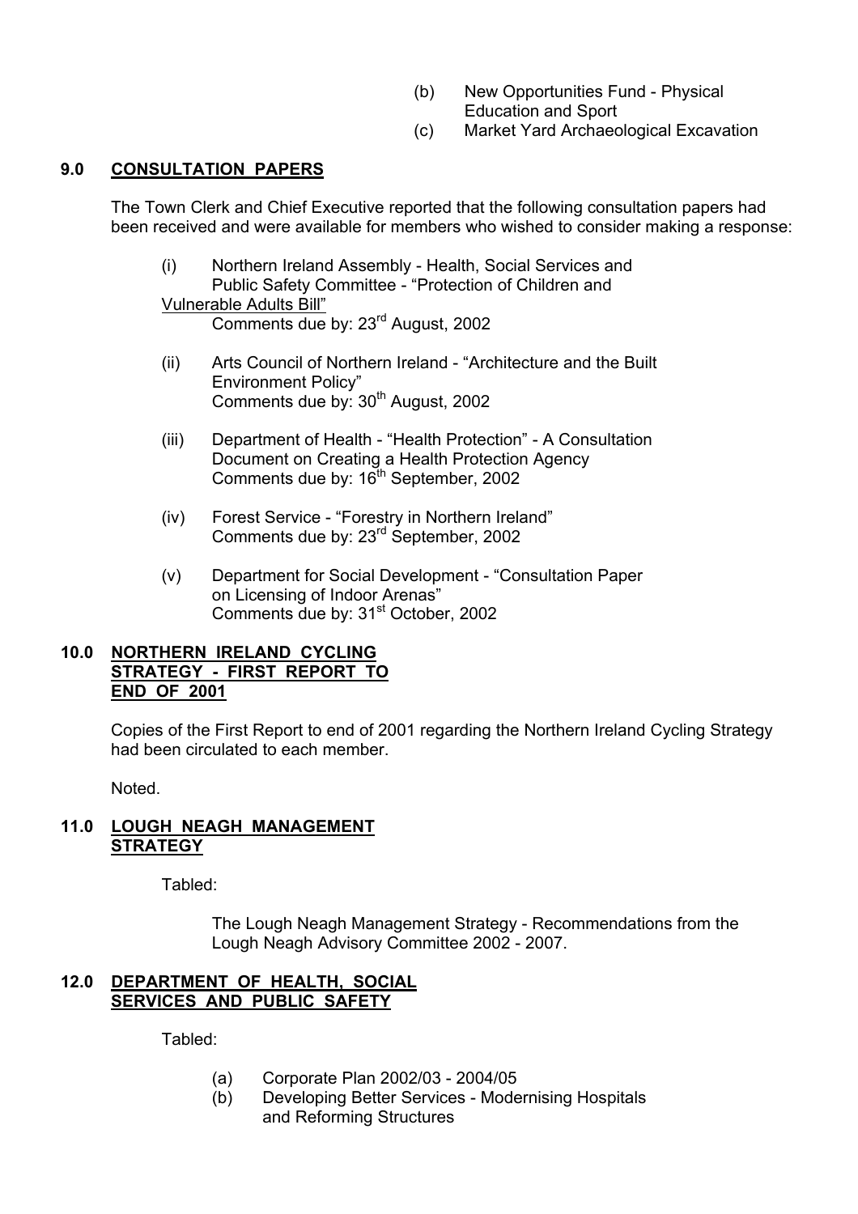(b) New Opportunities Fund - Physical Education and Sport
(c) Market Yard Archaeological Excavation

## 9.0 CONSULTATION PAPERS

The Town Clerk and Chief Executive reported that the following consultation papers had been received and were available for members who wished to consider making a response:

(i) Northern Ireland Assembly - Health, Social Services and Public Safety Committee - "Protection of Children and Vulnerable Adults Bill"
Comments due by: 23rd August, 2002

(ii) Arts Council of Northern Ireland - "Architecture and the Built Environment Policy"
Comments due by: 30th August, 2002

(iii) Department of Health - "Health Protection" - A Consultation Document on Creating a Health Protection Agency
Comments due by: 16th September, 2002

(iv) Forest Service - "Forestry in Northern Ireland"
Comments due by: 23rd September, 2002

(v) Department for Social Development - "Consultation Paper on Licensing of Indoor Arenas"
Comments due by: 31st October, 2002

## 10.0 NORTHERN IRELAND CYCLING STRATEGY - FIRST REPORT TO END OF 2001

Copies of the First Report to end of 2001 regarding the Northern Ireland Cycling Strategy had been circulated to each member.

Noted.

## 11.0 LOUGH NEAGH MANAGEMENT STRATEGY

Tabled:

The Lough Neagh Management Strategy - Recommendations from the Lough Neagh Advisory Committee 2002 - 2007.

## 12.0 DEPARTMENT OF HEALTH, SOCIAL SERVICES AND PUBLIC SAFETY

Tabled:

(a) Corporate Plan 2002/03 - 2004/05
(b) Developing Better Services - Modernising Hospitals and Reforming Structures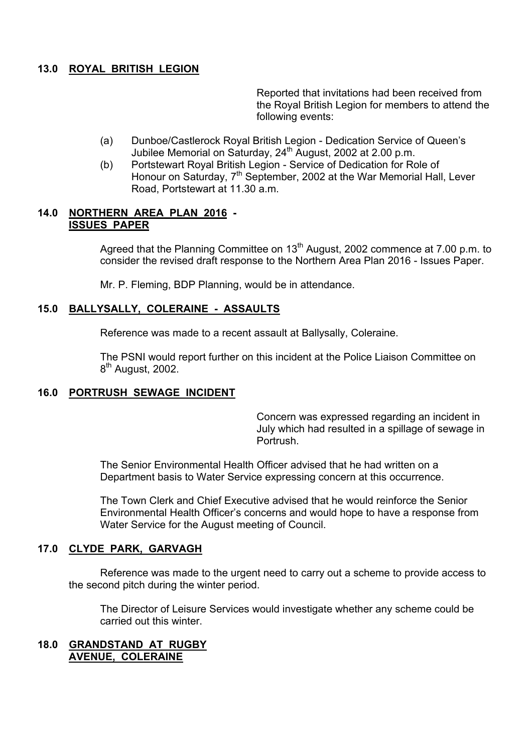## 13.0 ROYAL BRITISH LEGION

Reported that invitations had been received from the Royal British Legion for members to attend the following events:

(a) Dunboe/Castlerock Royal British Legion - Dedication Service of Queen's Jubilee Memorial on Saturday, 24th August, 2002 at 2.00 p.m.

(b) Portstewart Royal British Legion - Service of Dedication for Role of Honour on Saturday, 7th September, 2002 at the War Memorial Hall, Lever Road, Portstewart at 11.30 a.m.

## 14.0 NORTHERN AREA PLAN 2016 - ISSUES PAPER

Agreed that the Planning Committee on 13th August, 2002 commence at 7.00 p.m. to consider the revised draft response to the Northern Area Plan 2016 - Issues Paper.

Mr. P. Fleming, BDP Planning, would be in attendance.

## 15.0 BALLYSALLY, COLERAINE - ASSAULTS

Reference was made to a recent assault at Ballysally, Coleraine.

The PSNI would report further on this incident at the Police Liaison Committee on 8th August, 2002.

## 16.0 PORTRUSH SEWAGE INCIDENT

Concern was expressed regarding an incident in July which had resulted in a spillage of sewage in Portrush.

The Senior Environmental Health Officer advised that he had written on a Department basis to Water Service expressing concern at this occurrence.

The Town Clerk and Chief Executive advised that he would reinforce the Senior Environmental Health Officer's concerns and would hope to have a response from Water Service for the August meeting of Council.

## 17.0 CLYDE PARK, GARVAGH

Reference was made to the urgent need to carry out a scheme to provide access to the second pitch during the winter period.

The Director of Leisure Services would investigate whether any scheme could be carried out this winter.

## 18.0 GRANDSTAND AT RUGBY AVENUE, COLERAINE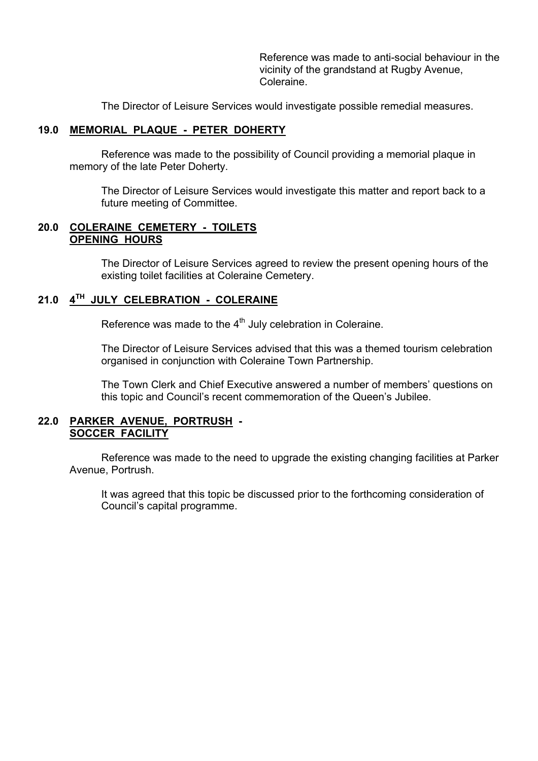Reference was made to anti-social behaviour in the vicinity of the grandstand at Rugby Avenue, Coleraine.

The Director of Leisure Services would investigate possible remedial measures.

## 19.0 MEMORIAL PLAQUE - PETER DOHERTY

Reference was made to the possibility of Council providing a memorial plaque in memory of the late Peter Doherty.

The Director of Leisure Services would investigate this matter and report back to a future meeting of Committee.

## 20.0 COLERAINE CEMETERY - TOILETS OPENING HOURS

The Director of Leisure Services agreed to review the present opening hours of the existing toilet facilities at Coleraine Cemetery.

## 21.0 4TH JULY CELEBRATION - COLERAINE

Reference was made to the 4th July celebration in Coleraine.

The Director of Leisure Services advised that this was a themed tourism celebration organised in conjunction with Coleraine Town Partnership.

The Town Clerk and Chief Executive answered a number of members' questions on this topic and Council's recent commemoration of the Queen's Jubilee.

## 22.0 PARKER AVENUE, PORTRUSH - SOCCER FACILITY

Reference was made to the need to upgrade the existing changing facilities at Parker Avenue, Portrush.

It was agreed that this topic be discussed prior to the forthcoming consideration of Council's capital programme.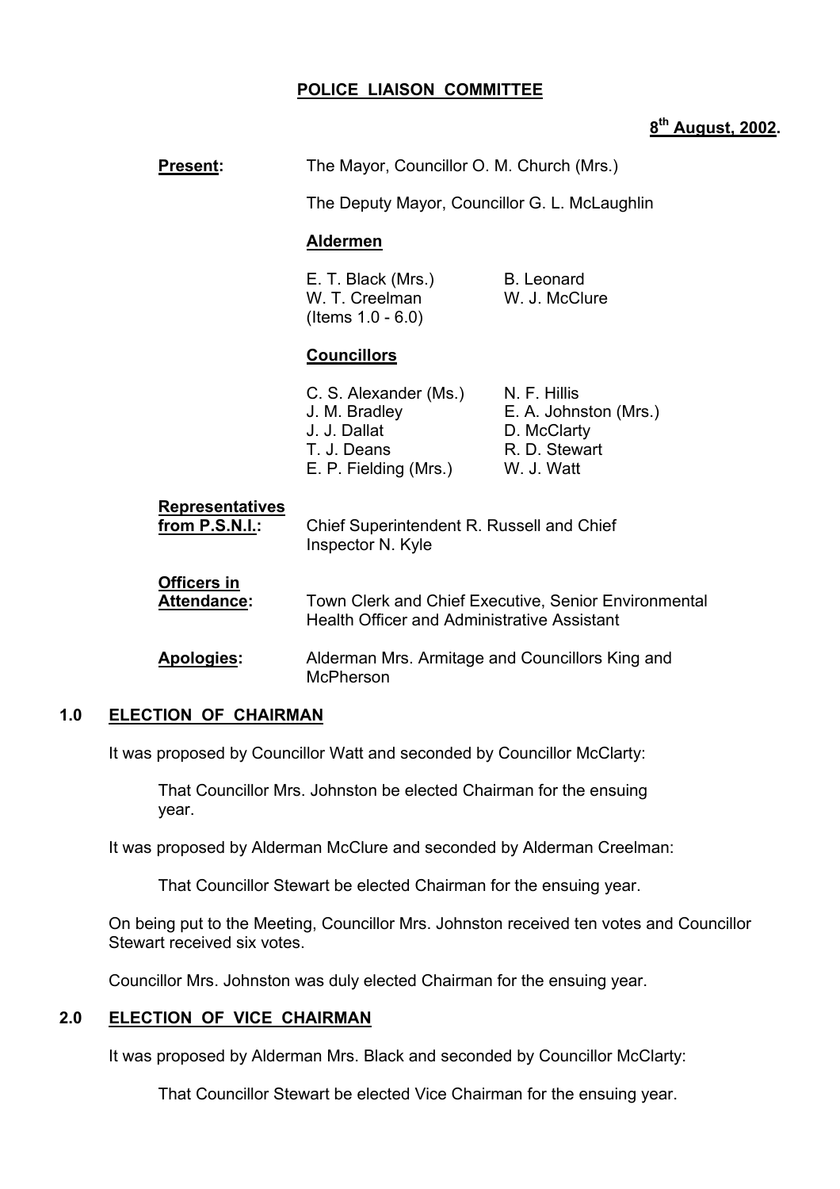**POLICE LIAISON COMMITTEE**

**8th August, 2002.**

**Present:** The Mayor, Councillor O. M. Church (Mrs.)

The Deputy Mayor, Councillor G. L. McLaughlin

**Aldermen**

E. T. Black (Mrs.)
W. T. Creelman (Items 1.0 - 6.0)
B. Leonard
W. J. McClure

**Councillors**

C. S. Alexander (Ms.)
J. M. Bradley
J. J. Dallat
T. J. Deans
E. P. Fielding (Mrs.)
N. F. Hillis
E. A. Johnston (Mrs.)
D. McClarty
R. D. Stewart
W. J. Watt

**Representatives from P.S.N.I.:** Chief Superintendent R. Russell and Chief Inspector N. Kyle

**Officers in Attendance:** Town Clerk and Chief Executive, Senior Environmental Health Officer and Administrative Assistant

**Apologies:** Alderman Mrs. Armitage and Councillors King and McPherson

## 1.0 ELECTION OF CHAIRMAN

It was proposed by Councillor Watt and seconded by Councillor McClarty:

> That Councillor Mrs. Johnston be elected Chairman for the ensuing year.

It was proposed by Alderman McClure and seconded by Alderman Creelman:

> That Councillor Stewart be elected Chairman for the ensuing year.

On being put to the Meeting, Councillor Mrs. Johnston received ten votes and Councillor Stewart received six votes.

Councillor Mrs. Johnston was duly elected Chairman for the ensuing year.

## 2.0 ELECTION OF VICE CHAIRMAN

It was proposed by Alderman Mrs. Black and seconded by Councillor McClarty:

> That Councillor Stewart be elected Vice Chairman for the ensuing year.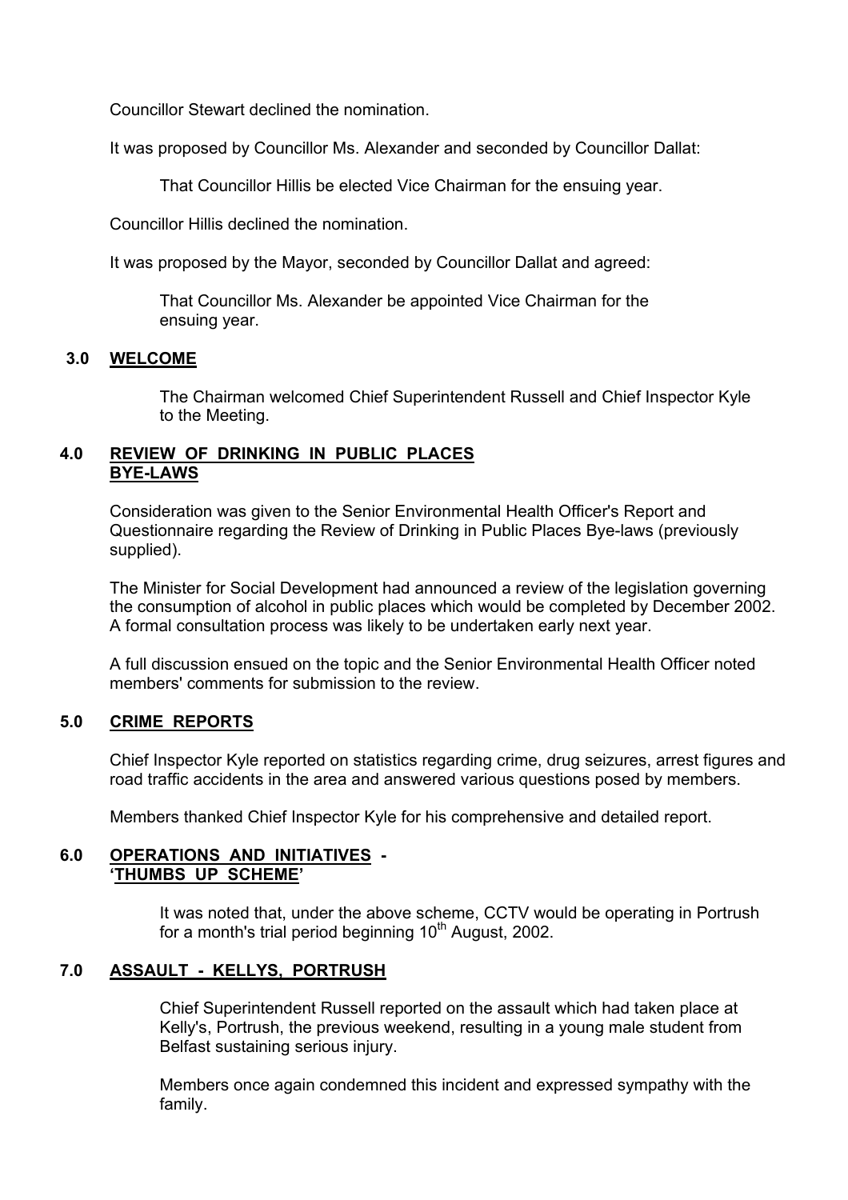Councillor Stewart declined the nomination.

It was proposed by Councillor Ms. Alexander and seconded by Councillor Dallat:

> That Councillor Hillis be elected Vice Chairman for the ensuing year.

Councillor Hillis declined the nomination.

It was proposed by the Mayor, seconded by Councillor Dallat and agreed:

> That Councillor Ms. Alexander be appointed Vice Chairman for the ensuing year.

## 3.0 WELCOME

The Chairman welcomed Chief Superintendent Russell and Chief Inspector Kyle to the Meeting.

## 4.0 REVIEW OF DRINKING IN PUBLIC PLACES BYE-LAWS

Consideration was given to the Senior Environmental Health Officer's Report and Questionnaire regarding the Review of Drinking in Public Places Bye-laws (previously supplied).

The Minister for Social Development had announced a review of the legislation governing the consumption of alcohol in public places which would be completed by December 2002. A formal consultation process was likely to be undertaken early next year.

A full discussion ensued on the topic and the Senior Environmental Health Officer noted members' comments for submission to the review.

## 5.0 CRIME REPORTS

Chief Inspector Kyle reported on statistics regarding crime, drug seizures, arrest figures and road traffic accidents in the area and answered various questions posed by members.

Members thanked Chief Inspector Kyle for his comprehensive and detailed report.

## 6.0 OPERATIONS AND INITIATIVES - 'THUMBS UP SCHEME'

It was noted that, under the above scheme, CCTV would be operating in Portrush for a month's trial period beginning 10th August, 2002.

## 7.0 ASSAULT - KELLYS, PORTRUSH

Chief Superintendent Russell reported on the assault which had taken place at Kelly's, Portrush, the previous weekend, resulting in a young male student from Belfast sustaining serious injury.

Members once again condemned this incident and expressed sympathy with the family.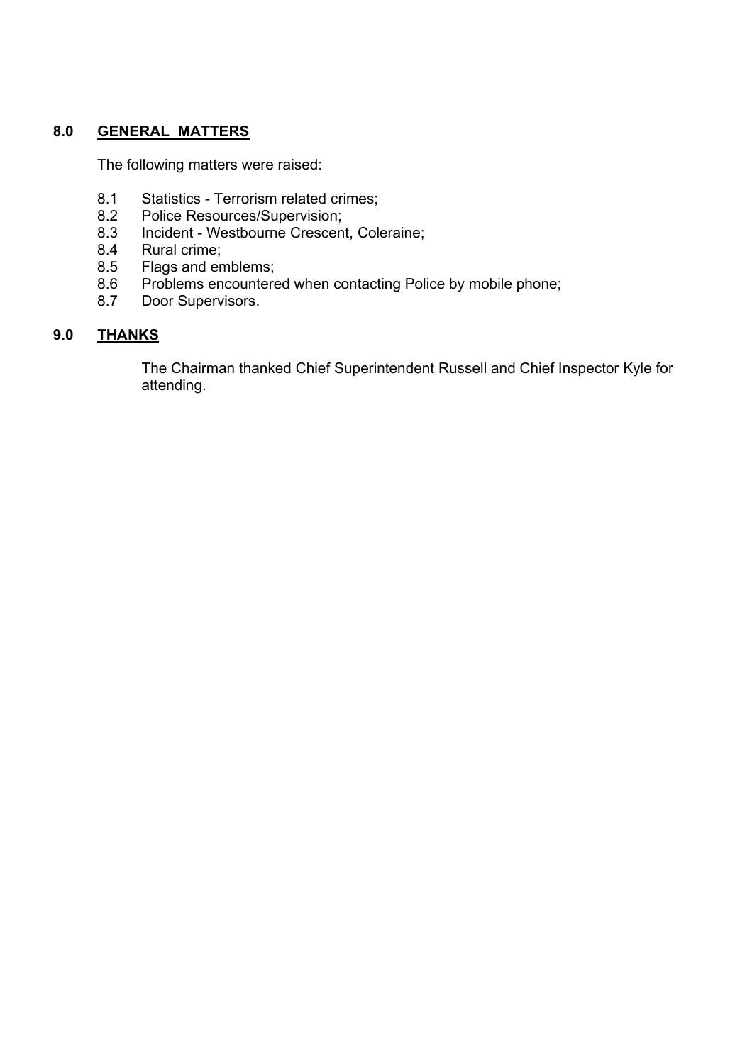## 8.0 GENERAL MATTERS

The following matters were raised:

- 8.1 Statistics - Terrorism related crimes;
- 8.2 Police Resources/Supervision;
- 8.3 Incident - Westbourne Crescent, Coleraine;
- 8.4 Rural crime;
- 8.5 Flags and emblems;
- 8.6 Problems encountered when contacting Police by mobile phone;
- 8.7 Door Supervisors.

## 9.0 THANKS

The Chairman thanked Chief Superintendent Russell and Chief Inspector Kyle for attending.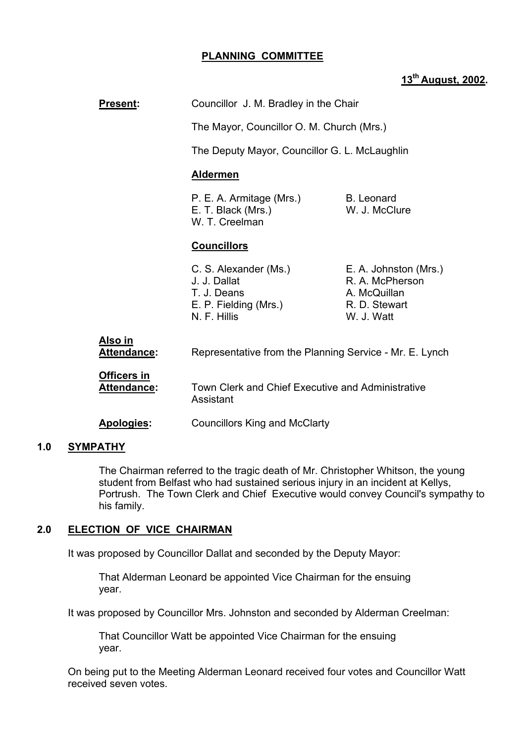# PLANNING COMMITTEE

**13th August, 2002.**

**Present:** Councillor J. M. Bradley in the Chair

The Mayor, Councillor O. M. Church (Mrs.)

The Deputy Mayor, Councillor G. L. McLaughlin

**Aldermen**

| | |
|---|---|
| P. E. A. Armitage (Mrs.) | B. Leonard |
| E. T. Black (Mrs.) | W. J. McClure |
| W. T. Creelman | |

**Councillors**

| | |
|---|---|
| C. S. Alexander (Ms.) | E. A. Johnston (Mrs.) |
| J. J. Dallat | R. A. McPherson |
| T. J. Deans | A. McQuillan |
| E. P. Fielding (Mrs.) | R. D. Stewart |
| N. F. Hillis | W. J. Watt |

**Also in Attendance:** Representative from the Planning Service - Mr. E. Lynch

**Officers in Attendance:** Town Clerk and Chief Executive and Administrative Assistant

**Apologies:** Councillors King and McClarty

## 1.0 SYMPATHY

The Chairman referred to the tragic death of Mr. Christopher Whitson, the young student from Belfast who had sustained serious injury in an incident at Kellys, Portrush. The Town Clerk and Chief Executive would convey Council's sympathy to his family.

## 2.0 ELECTION OF VICE CHAIRMAN

It was proposed by Councillor Dallat and seconded by the Deputy Mayor:

> That Alderman Leonard be appointed Vice Chairman for the ensuing year.

It was proposed by Councillor Mrs. Johnston and seconded by Alderman Creelman:

> That Councillor Watt be appointed Vice Chairman for the ensuing year.

On being put to the Meeting Alderman Leonard received four votes and Councillor Watt received seven votes.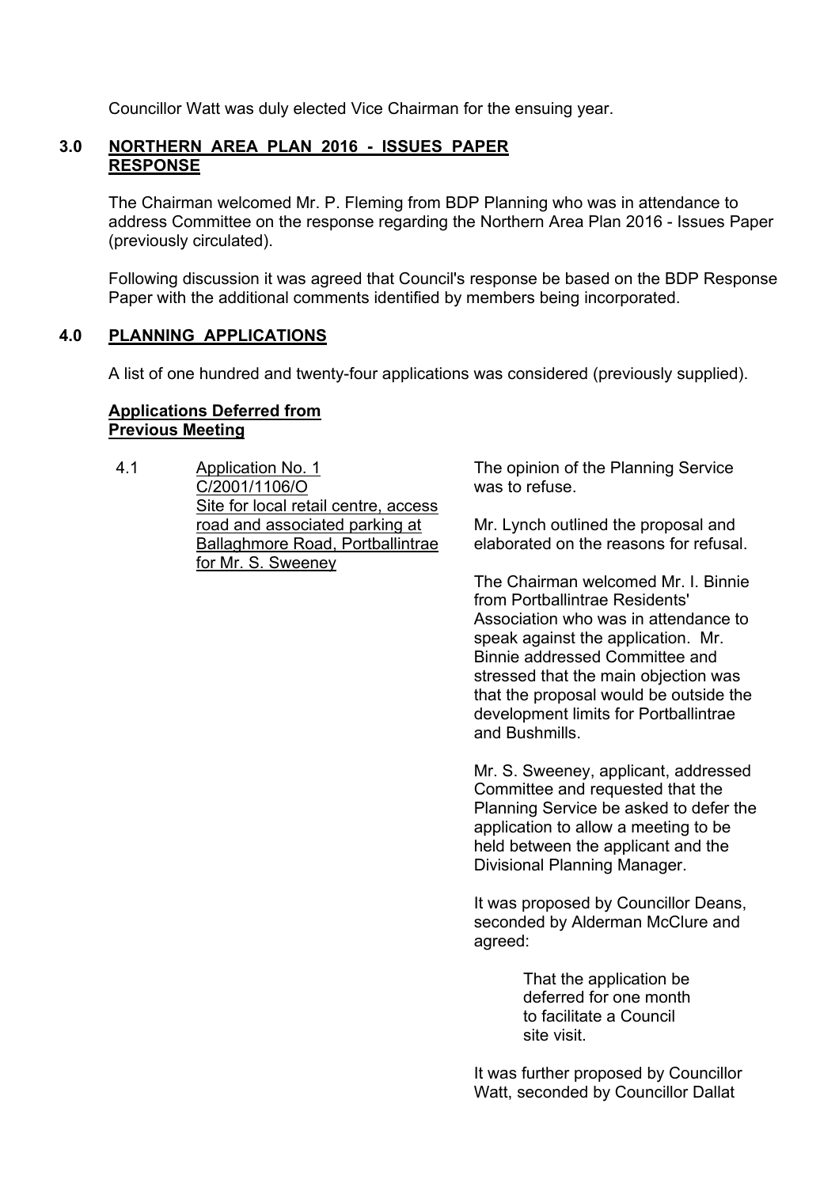Councillor Watt was duly elected Vice Chairman for the ensuing year.

## 3.0 NORTHERN AREA PLAN 2016 - ISSUES PAPER RESPONSE

The Chairman welcomed Mr. P. Fleming from BDP Planning who was in attendance to address Committee on the response regarding the Northern Area Plan 2016 - Issues Paper (previously circulated).

Following discussion it was agreed that Council's response be based on the BDP Response Paper with the additional comments identified by members being incorporated.

## 4.0 PLANNING APPLICATIONS

A list of one hundred and twenty-four applications was considered (previously supplied).

**Applications Deferred from Previous Meeting**

4.1 Application No. 1
C/2001/1106/O
Site for local retail centre, access road and associated parking at Ballaghmore Road, Portballintrae for Mr. S. Sweeney

The opinion of the Planning Service was to refuse.

Mr. Lynch outlined the proposal and elaborated on the reasons for refusal.

The Chairman welcomed Mr. I. Binnie from Portballintrae Residents' Association who was in attendance to speak against the application. Mr. Binnie addressed Committee and stressed that the main objection was that the proposal would be outside the development limits for Portballintrae and Bushmills.

Mr. S. Sweeney, applicant, addressed Committee and requested that the Planning Service be asked to defer the application to allow a meeting to be held between the applicant and the Divisional Planning Manager.

It was proposed by Councillor Deans, seconded by Alderman McClure and agreed:

> That the application be deferred for one month to facilitate a Council site visit.

It was further proposed by Councillor Watt, seconded by Councillor Dallat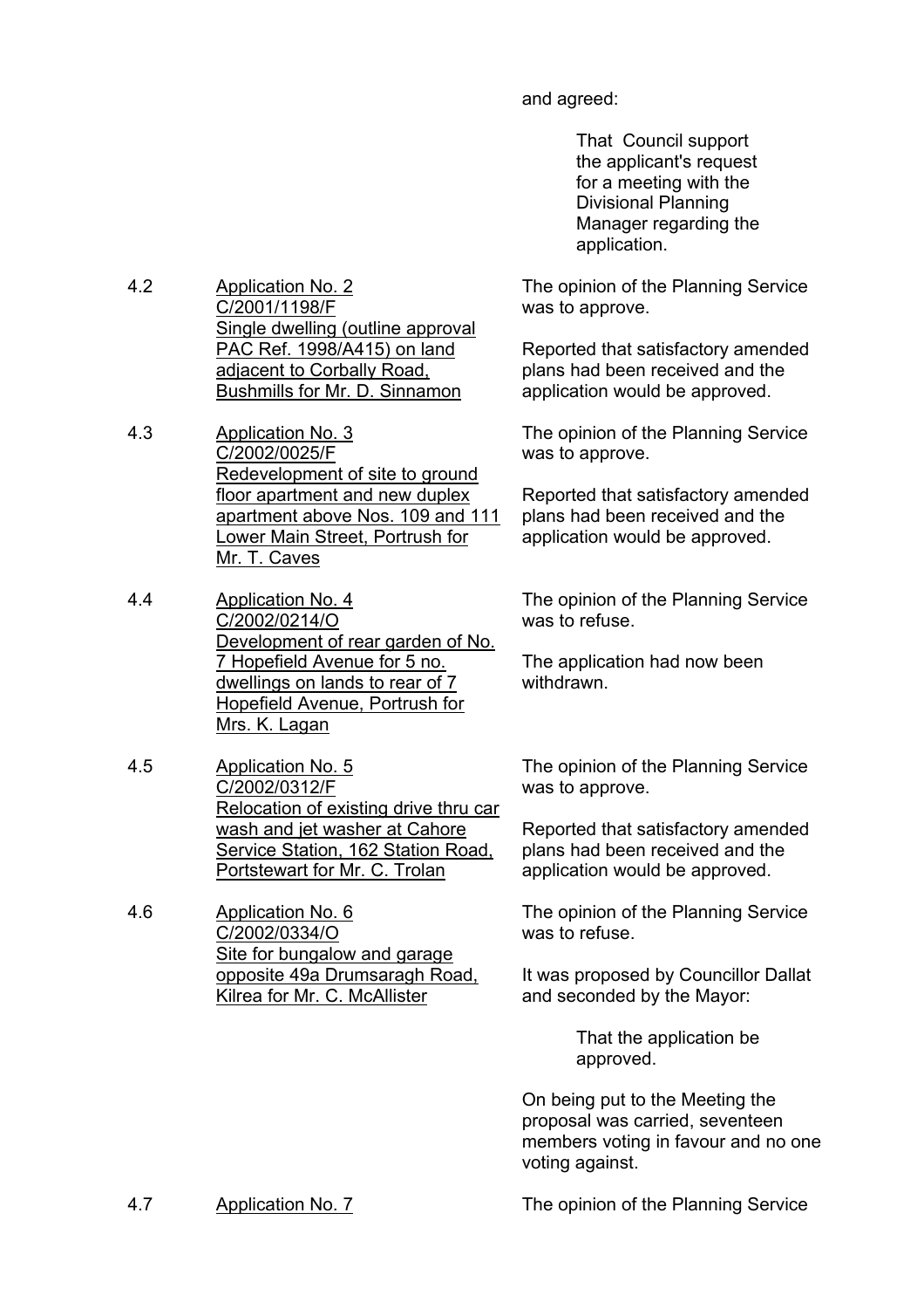and agreed:

> That Council support the applicant's request for a meeting with the Divisional Planning Manager regarding the application.

4.2 Application No. 2
C/2001/1198/F
Single dwelling (outline approval PAC Ref. 1998/A415) on land adjacent to Corbally Road, Bushmills for Mr. D. Sinnamon

The opinion of the Planning Service was to approve.

Reported that satisfactory amended plans had been received and the application would be approved.

4.3 Application No. 3
C/2002/0025/F
Redevelopment of site to ground floor apartment and new duplex apartment above Nos. 109 and 111 Lower Main Street, Portrush for Mr. T. Caves

The opinion of the Planning Service was to approve.

Reported that satisfactory amended plans had been received and the application would be approved.

4.4 Application No. 4
C/2002/0214/O
Development of rear garden of No. 7 Hopefield Avenue for 5 no. dwellings on lands to rear of 7 Hopefield Avenue, Portrush for Mrs. K. Lagan

The opinion of the Planning Service was to refuse.

The application had now been withdrawn.

4.5 Application No. 5
C/2002/0312/F
Relocation of existing drive thru car wash and jet washer at Cahore Service Station, 162 Station Road, Portstewart for Mr. C. Trolan

The opinion of the Planning Service was to approve.

Reported that satisfactory amended plans had been received and the application would be approved.

4.6 Application No. 6
C/2002/0334/O
Site for bungalow and garage opposite 49a Drumsaragh Road, Kilrea for Mr. C. McAllister

The opinion of the Planning Service was to refuse.

It was proposed by Councillor Dallat and seconded by the Mayor:

> That the application be approved.

On being put to the Meeting the proposal was carried, seventeen members voting in favour and no one voting against.

4.7 Application No. 7

The opinion of the Planning Service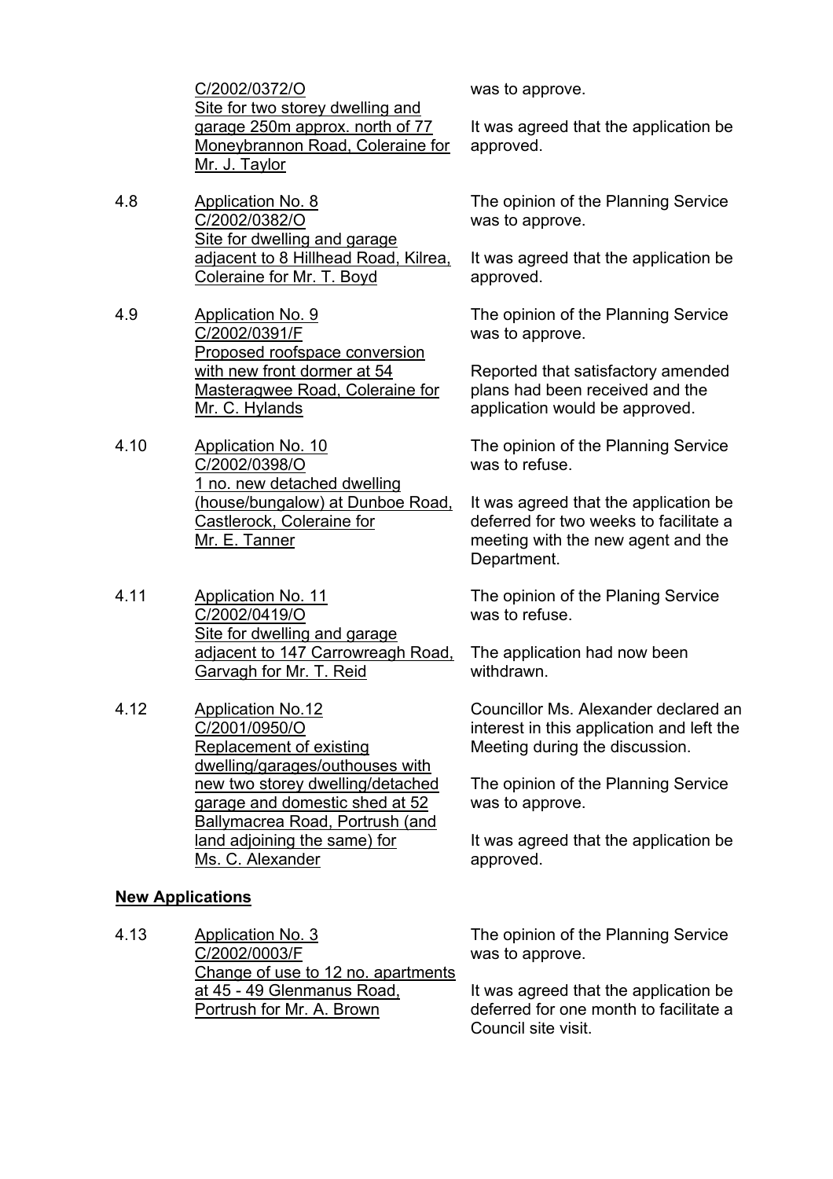C/2002/0372/O
Site for two storey dwelling and garage 250m approx. north of 77 Moneybrannon Road, Coleraine for Mr. J. Taylor

was to approve.

It was agreed that the application be approved.

4.8 Application No. 8
C/2002/0382/O
Site for dwelling and garage adjacent to 8 Hillhead Road, Kilrea, Coleraine for Mr. T. Boyd

The opinion of the Planning Service was to approve.

It was agreed that the application be approved.

4.9 Application No. 9
C/2002/0391/F
Proposed roofspace conversion with new front dormer at 54 Masteragwee Road, Coleraine for Mr. C. Hylands

The opinion of the Planning Service was to approve.

Reported that satisfactory amended plans had been received and the application would be approved.

4.10 Application No. 10
C/2002/0398/O
1 no. new detached dwelling (house/bungalow) at Dunboe Road, Castlerock, Coleraine for Mr. E. Tanner

The opinion of the Planning Service was to refuse.

It was agreed that the application be deferred for two weeks to facilitate a meeting with the new agent and the Department.

4.11 Application No. 11
C/2002/0419/O
Site for dwelling and garage adjacent to 147 Carrowreagh Road, Garvagh for Mr. T. Reid

The opinion of the Planing Service was to refuse.

The application had now been withdrawn.

4.12 Application No.12
C/2001/0950/O
Replacement of existing dwelling/garages/outhouses with new two storey dwelling/detached garage and domestic shed at 52 Ballymacrea Road, Portrush (and land adjoining the same) for Ms. C. Alexander

Councillor Ms. Alexander declared an interest in this application and left the Meeting during the discussion.

The opinion of the Planning Service was to approve.

It was agreed that the application be approved.

**New Applications**

4.13 Application No. 3
C/2002/0003/F
Change of use to 12 no. apartments at 45 - 49 Glenmanus Road, Portrush for Mr. A. Brown

The opinion of the Planning Service was to approve.

It was agreed that the application be deferred for one month to facilitate a Council site visit.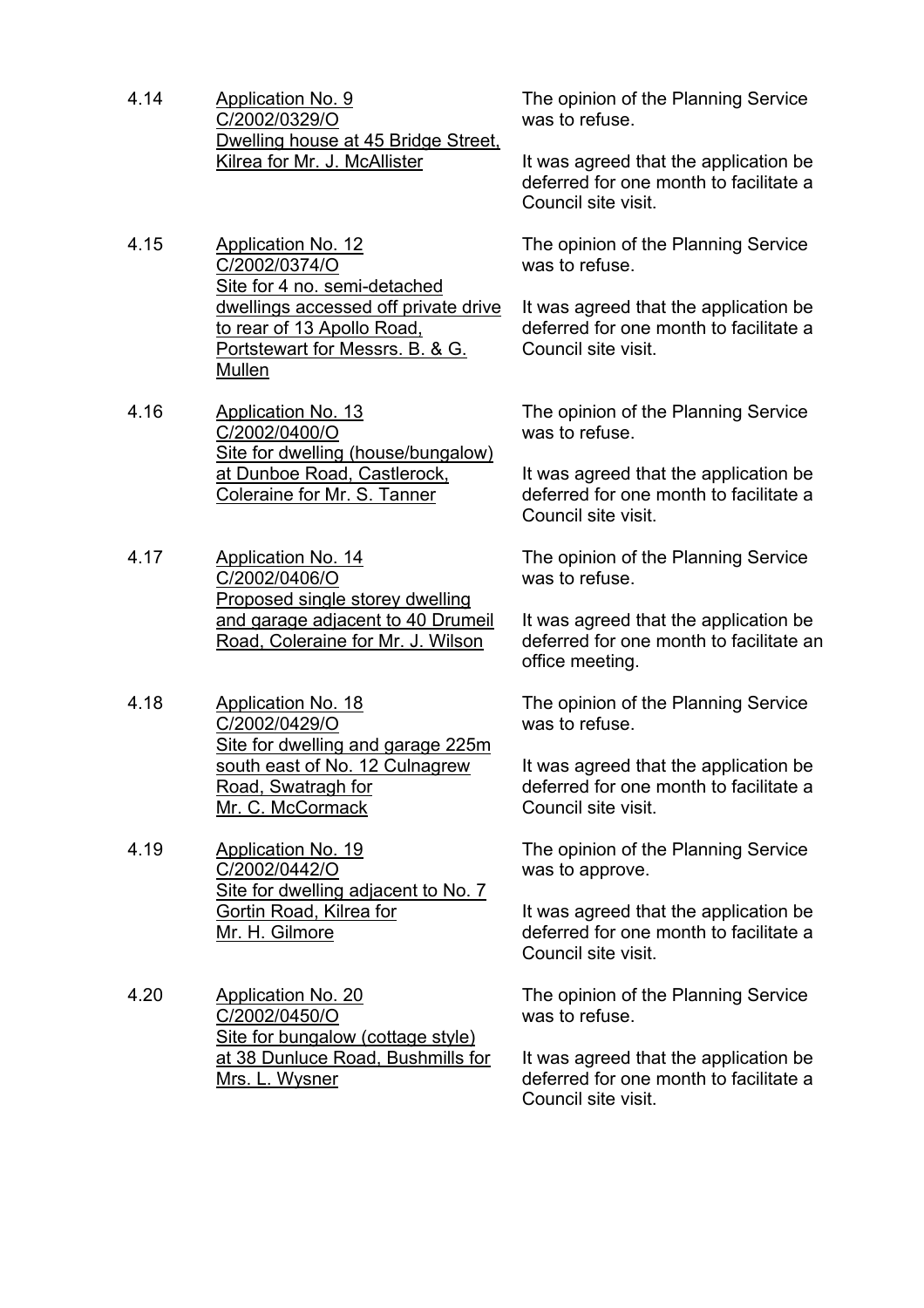4.14 Application No. 9
C/2002/0329/O
Dwelling house at 45 Bridge Street, Kilrea for Mr. J. McAllister

The opinion of the Planning Service was to refuse.

It was agreed that the application be deferred for one month to facilitate a Council site visit.

4.15 Application No. 12
C/2002/0374/O
Site for 4 no. semi-detached dwellings accessed off private drive to rear of 13 Apollo Road, Portstewart for Messrs. B. & G. Mullen

The opinion of the Planning Service was to refuse.

It was agreed that the application be deferred for one month to facilitate a Council site visit.

4.16 Application No. 13
C/2002/0400/O
Site for dwelling (house/bungalow) at Dunboe Road, Castlerock, Coleraine for Mr. S. Tanner

The opinion of the Planning Service was to refuse.

It was agreed that the application be deferred for one month to facilitate a Council site visit.

4.17 Application No. 14
C/2002/0406/O
Proposed single storey dwelling and garage adjacent to 40 Drumeil Road, Coleraine for Mr. J. Wilson

The opinion of the Planning Service was to refuse.

It was agreed that the application be deferred for one month to facilitate an office meeting.

4.18 Application No. 18
C/2002/0429/O
Site for dwelling and garage 225m south east of No. 12 Culnagrew Road, Swatragh for Mr. C. McCormack

The opinion of the Planning Service was to refuse.

It was agreed that the application be deferred for one month to facilitate a Council site visit.

4.19 Application No. 19
C/2002/0442/O
Site for dwelling adjacent to No. 7 Gortin Road, Kilrea for Mr. H. Gilmore

The opinion of the Planning Service was to approve.

It was agreed that the application be deferred for one month to facilitate a Council site visit.

4.20 Application No. 20
C/2002/0450/O
Site for bungalow (cottage style) at 38 Dunluce Road, Bushmills for Mrs. L. Wysner

The opinion of the Planning Service was to refuse.

It was agreed that the application be deferred for one month to facilitate a Council site visit.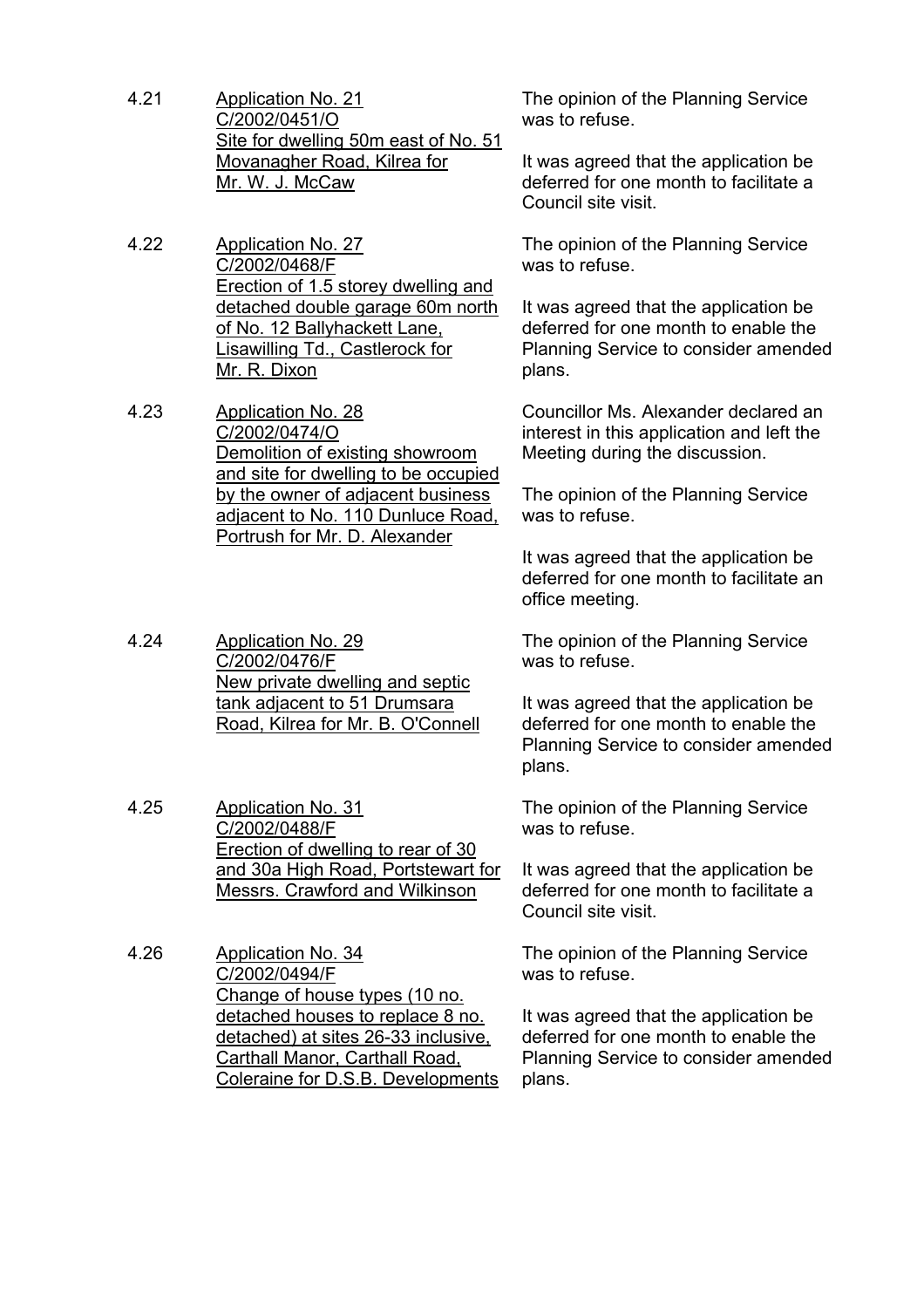4.21 <u>Application No. 21</u>
<u>C/2002/0451/O</u>
<u>Site for dwelling 50m east of No. 51 Movanagher Road, Kilrea for Mr. W. J. McCaw</u>

The opinion of the Planning Service was to refuse.

It was agreed that the application be deferred for one month to facilitate a Council site visit.

4.22 <u>Application No. 27</u>
<u>C/2002/0468/F</u>
<u>Erection of 1.5 storey dwelling and detached double garage 60m north of No. 12 Ballyhackett Lane, Lisawilling Td., Castlerock for Mr. R. Dixon</u>

The opinion of the Planning Service was to refuse.

It was agreed that the application be deferred for one month to enable the Planning Service to consider amended plans.

4.23 <u>Application No. 28</u>
<u>C/2002/0474/O</u>
<u>Demolition of existing showroom and site for dwelling to be occupied by the owner of adjacent business adjacent to No. 110 Dunluce Road, Portrush for Mr. D. Alexander</u>

Councillor Ms. Alexander declared an interest in this application and left the Meeting during the discussion.

The opinion of the Planning Service was to refuse.

It was agreed that the application be deferred for one month to facilitate an office meeting.

4.24 <u>Application No. 29</u>
<u>C/2002/0476/F</u>
<u>New private dwelling and septic tank adjacent to 51 Drumsara Road, Kilrea for Mr. B. O'Connell</u>

The opinion of the Planning Service was to refuse.

It was agreed that the application be deferred for one month to enable the Planning Service to consider amended plans.

4.25 <u>Application No. 31</u>
<u>C/2002/0488/F</u>
<u>Erection of dwelling to rear of 30 and 30a High Road, Portstewart for Messrs. Crawford and Wilkinson</u>

The opinion of the Planning Service was to refuse.

It was agreed that the application be deferred for one month to facilitate a Council site visit.

4.26 <u>Application No. 34</u>
<u>C/2002/0494/F</u>
<u>Change of house types (10 no. detached houses to replace 8 no. detached) at sites 26-33 inclusive, Carthall Manor, Carthall Road, Coleraine for D.S.B. Developments</u>

The opinion of the Planning Service was to refuse.

It was agreed that the application be deferred for one month to enable the Planning Service to consider amended plans.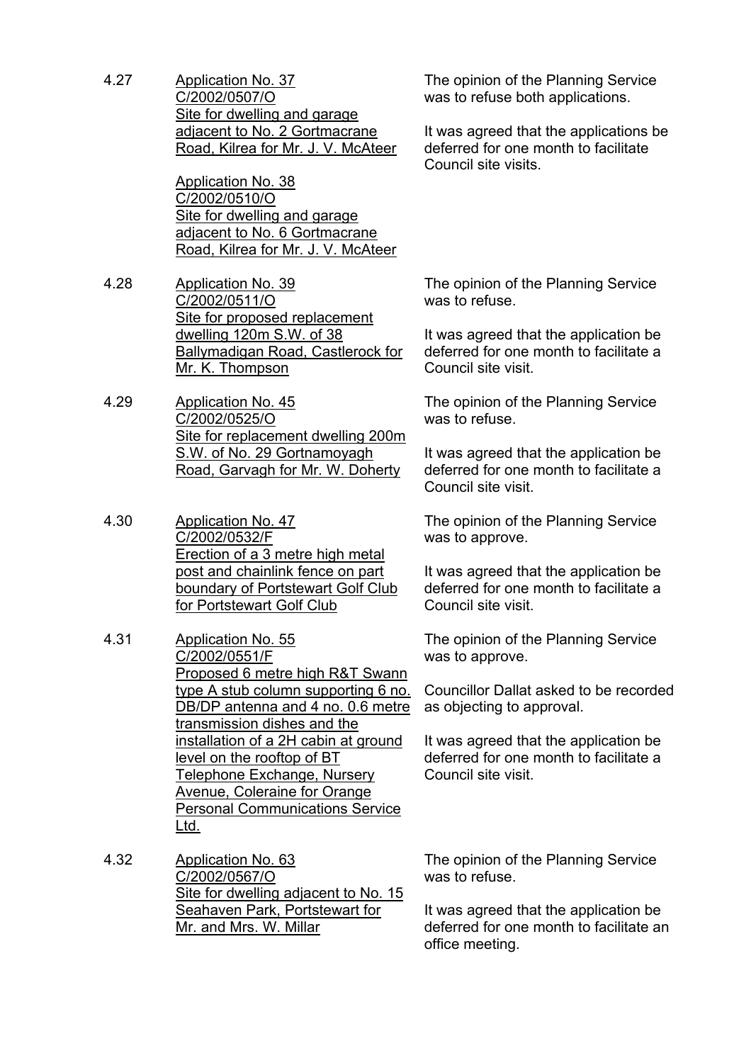4.27 <u>Application No. 37</u>
<u>C/2002/0507/O</u>
<u>Site for dwelling and garage adjacent to No. 2 Gortmacrane Road, Kilrea for Mr. J. V. McAteer</u>

<u>Application No. 38</u>
<u>C/2002/0510/O</u>
<u>Site for dwelling and garage adjacent to No. 6 Gortmacrane Road, Kilrea for Mr. J. V. McAteer</u>

The opinion of the Planning Service was to refuse both applications.

It was agreed that the applications be deferred for one month to facilitate Council site visits.

4.28 <u>Application No. 39</u>
<u>C/2002/0511/O</u>
<u>Site for proposed replacement dwelling 120m S.W. of 38 Ballymadigan Road, Castlerock for Mr. K. Thompson</u>

The opinion of the Planning Service was to refuse.

It was agreed that the application be deferred for one month to facilitate a Council site visit.

4.29 <u>Application No. 45</u>
<u>C/2002/0525/O</u>
<u>Site for replacement dwelling 200m S.W. of No. 29 Gortnamoyagh Road, Garvagh for Mr. W. Doherty</u>

The opinion of the Planning Service was to refuse.

It was agreed that the application be deferred for one month to facilitate a Council site visit.

4.30 <u>Application No. 47</u>
<u>C/2002/0532/F</u>
<u>Erection of a 3 metre high metal post and chainlink fence on part boundary of Portstewart Golf Club for Portstewart Golf Club</u>

The opinion of the Planning Service was to approve.

It was agreed that the application be deferred for one month to facilitate a Council site visit.

4.31 <u>Application No. 55</u>
<u>C/2002/0551/F</u>
<u>Proposed 6 metre high R&T Swann type A stub column supporting 6 no. DB/DP antenna and 4 no. 0.6 metre transmission dishes and the installation of a 2H cabin at ground level on the rooftop of BT Telephone Exchange, Nursery Avenue, Coleraine for Orange Personal Communications Service Ltd.</u>

The opinion of the Planning Service was to approve.

Councillor Dallat asked to be recorded as objecting to approval.

It was agreed that the application be deferred for one month to facilitate a Council site visit.

4.32 <u>Application No. 63</u>
<u>C/2002/0567/O</u>
<u>Site for dwelling adjacent to No. 15 Seahaven Park, Portstewart for Mr. and Mrs. W. Millar</u>

The opinion of the Planning Service was to refuse.

It was agreed that the application be deferred for one month to facilitate an office meeting.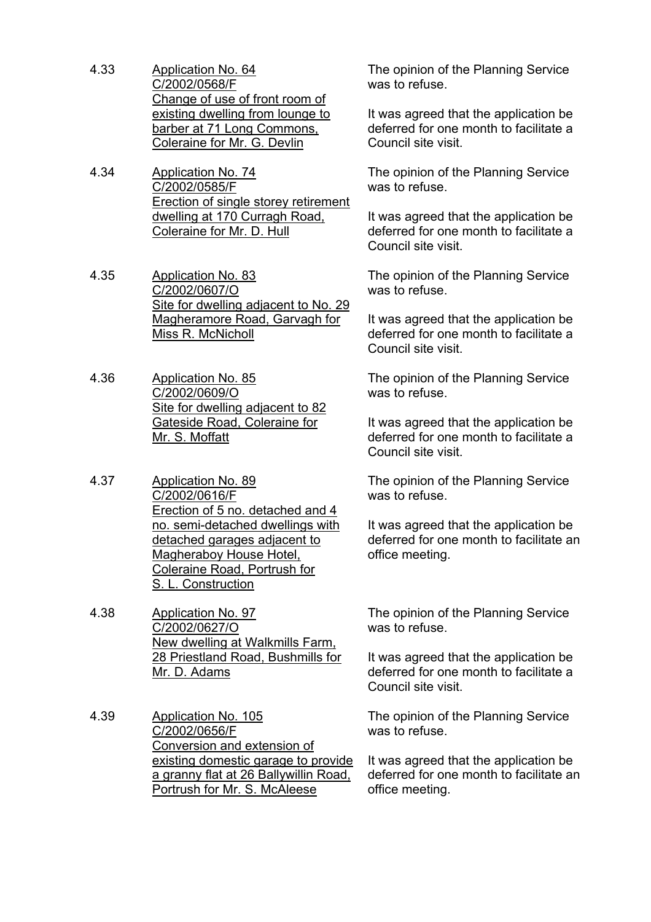4.33 Application No. 64
C/2002/0568/F
Change of use of front room of existing dwelling from lounge to barber at 71 Long Commons, Coleraine for Mr. G. Devlin

The opinion of the Planning Service was to refuse.

It was agreed that the application be deferred for one month to facilitate a Council site visit.

4.34 Application No. 74
C/2002/0585/F
Erection of single storey retirement dwelling at 170 Curragh Road, Coleraine for Mr. D. Hull

The opinion of the Planning Service was to refuse.

It was agreed that the application be deferred for one month to facilitate a Council site visit.

4.35 Application No. 83
C/2002/0607/O
Site for dwelling adjacent to No. 29 Magheramore Road, Garvagh for Miss R. McNicholl

The opinion of the Planning Service was to refuse.

It was agreed that the application be deferred for one month to facilitate a Council site visit.

4.36 Application No. 85
C/2002/0609/O
Site for dwelling adjacent to 82 Gateside Road, Coleraine for Mr. S. Moffatt

The opinion of the Planning Service was to refuse.

It was agreed that the application be deferred for one month to facilitate a Council site visit.

4.37 Application No. 89
C/2002/0616/F
Erection of 5 no. detached and 4 no. semi-detached dwellings with detached garages adjacent to Magheraboy House Hotel, Coleraine Road, Portrush for S. L. Construction

The opinion of the Planning Service was to refuse.

It was agreed that the application be deferred for one month to facilitate an office meeting.

4.38 Application No. 97
C/2002/0627/O
New dwelling at Walkmills Farm, 28 Priestland Road, Bushmills for Mr. D. Adams

The opinion of the Planning Service was to refuse.

It was agreed that the application be deferred for one month to facilitate a Council site visit.

4.39 Application No. 105
C/2002/0656/F
Conversion and extension of existing domestic garage to provide a granny flat at 26 Ballywillin Road, Portrush for Mr. S. McAleese

The opinion of the Planning Service was to refuse.

It was agreed that the application be deferred for one month to facilitate an office meeting.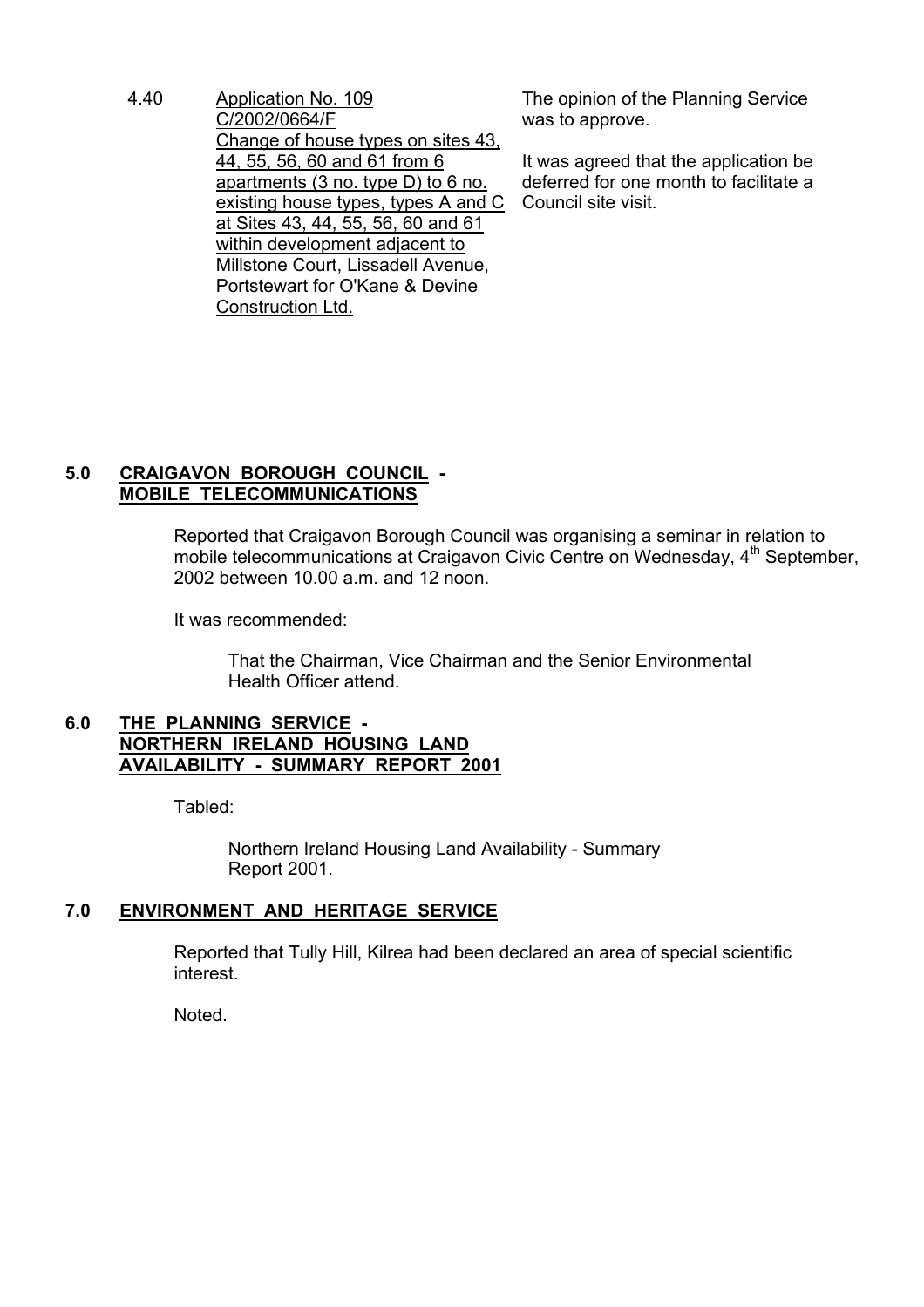| | | |
|---|---|---|
| 4.40 | Application No. 109<br>C/2002/0664/F<br>Change of house types on sites 43, 44, 55, 56, 60 and 61 from 6 apartments (3 no. type D) to 6 no. existing house types, types A and C at Sites 43, 44, 55, 56, 60 and 61 within development adjacent to Millstone Court, Lissadell Avenue, Portstewart for O'Kane & Devine Construction Ltd. | The opinion of the Planning Service was to approve.<br><br>It was agreed that the application be deferred for one month to facilitate a Council site visit. |

## 5.0 CRAIGAVON BOROUGH COUNCIL - MOBILE TELECOMMUNICATIONS

Reported that Craigavon Borough Council was organising a seminar in relation to mobile telecommunications at Craigavon Civic Centre on Wednesday, 4th September, 2002 between 10.00 a.m. and 12 noon.

It was recommended:

> That the Chairman, Vice Chairman and the Senior Environmental Health Officer attend.

## 6.0 THE PLANNING SERVICE - NORTHERN IRELAND HOUSING LAND AVAILABILITY - SUMMARY REPORT 2001

Tabled:

> Northern Ireland Housing Land Availability - Summary Report 2001.

## 7.0 ENVIRONMENT AND HERITAGE SERVICE

Reported that Tully Hill, Kilrea had been declared an area of special scientific interest.

Noted.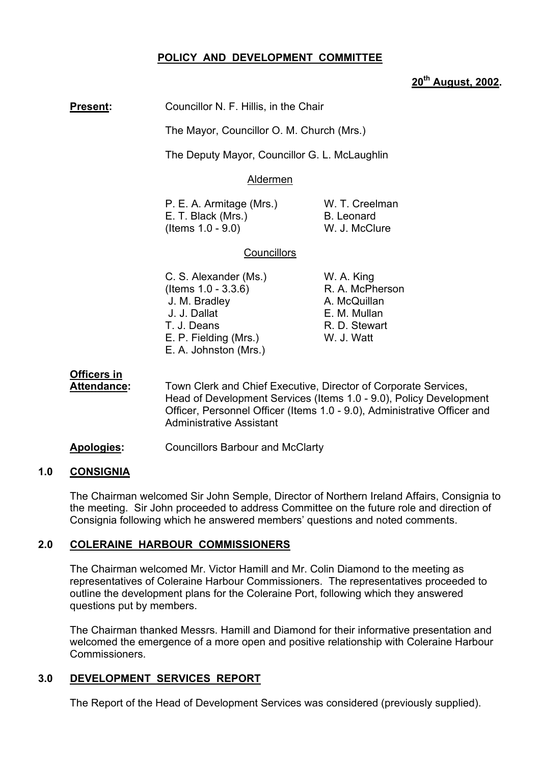## POLICY AND DEVELOPMENT COMMITTEE

**20th August, 2002.**

**Present:** Councillor N. F. Hillis, in the Chair

The Mayor, Councillor O. M. Church (Mrs.)

The Deputy Mayor, Councillor G. L. McLaughlin

Aldermen

P. E. A. Armitage (Mrs.)
E. T. Black (Mrs.) (Items 1.0 - 9.0)
W. T. Creelman
B. Leonard
W. J. McClure

Councillors

C. S. Alexander (Ms.) (Items 1.0 - 3.3.6)
J. M. Bradley
J. J. Dallat
T. J. Deans
E. P. Fielding (Mrs.)
E. A. Johnston (Mrs.)
W. A. King
R. A. McPherson
A. McQuillan
E. M. Mullan
R. D. Stewart
W. J. Watt

**Officers in Attendance:** Town Clerk and Chief Executive, Director of Corporate Services, Head of Development Services (Items 1.0 - 9.0), Policy Development Officer, Personnel Officer (Items 1.0 - 9.0), Administrative Officer and Administrative Assistant

**Apologies:** Councillors Barbour and McClarty

### 1.0 CONSIGNIA

The Chairman welcomed Sir John Semple, Director of Northern Ireland Affairs, Consignia to the meeting. Sir John proceeded to address Committee on the future role and direction of Consignia following which he answered members' questions and noted comments.

### 2.0 COLERAINE HARBOUR COMMISSIONERS

The Chairman welcomed Mr. Victor Hamill and Mr. Colin Diamond to the meeting as representatives of Coleraine Harbour Commissioners. The representatives proceeded to outline the development plans for the Coleraine Port, following which they answered questions put by members.

The Chairman thanked Messrs. Hamill and Diamond for their informative presentation and welcomed the emergence of a more open and positive relationship with Coleraine Harbour Commissioners.

### 3.0 DEVELOPMENT SERVICES REPORT

The Report of the Head of Development Services was considered (previously supplied).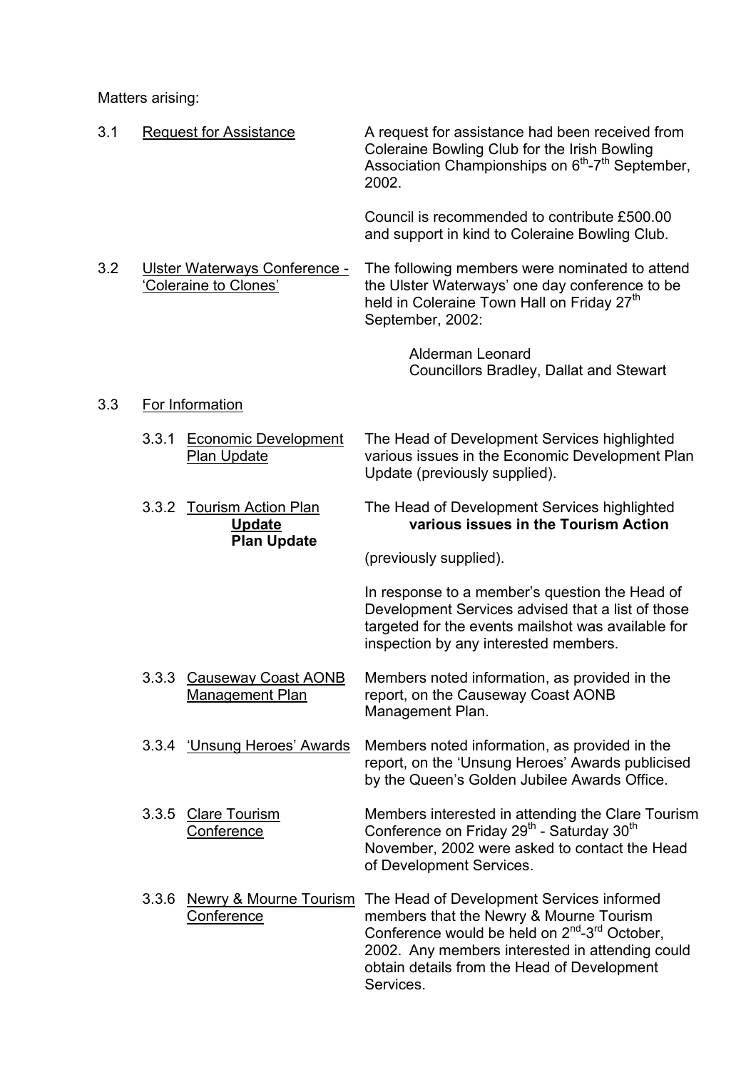Matters arising:

3.1 Request for Assistance

A request for assistance had been received from Coleraine Bowling Club for the Irish Bowling Association Championships on 6th-7th September, 2002.

Council is recommended to contribute £500.00 and support in kind to Coleraine Bowling Club.

3.2 Ulster Waterways Conference - 'Coleraine to Clones'

The following members were nominated to attend the Ulster Waterways' one day conference to be held in Coleraine Town Hall on Friday 27th September, 2002:

Alderman Leonard
Councillors Bradley, Dallat and Stewart

3.3 For Information

3.3.1 Economic Development Plan Update

The Head of Development Services highlighted various issues in the Economic Development Plan Update (previously supplied).

3.3.2 Tourism Action Plan **Update** **Plan Update**

The Head of Development Services highlighted **various issues in the Tourism Action** (previously supplied).

In response to a member's question the Head of Development Services advised that a list of those targeted for the events mailshot was available for inspection by any interested members.

3.3.3 Causeway Coast AONB Management Plan

Members noted information, as provided in the report, on the Causeway Coast AONB Management Plan.

3.3.4 'Unsung Heroes' Awards

Members noted information, as provided in the report, on the 'Unsung Heroes' Awards publicised by the Queen's Golden Jubilee Awards Office.

3.3.5 Clare Tourism Conference

Members interested in attending the Clare Tourism Conference on Friday 29th - Saturday 30th November, 2002 were asked to contact the Head of Development Services.

3.3.6 Newry & Mourne Tourism Conference

The Head of Development Services informed members that the Newry & Mourne Tourism Conference would be held on 2nd-3rd October, 2002. Any members interested in attending could obtain details from the Head of Development Services.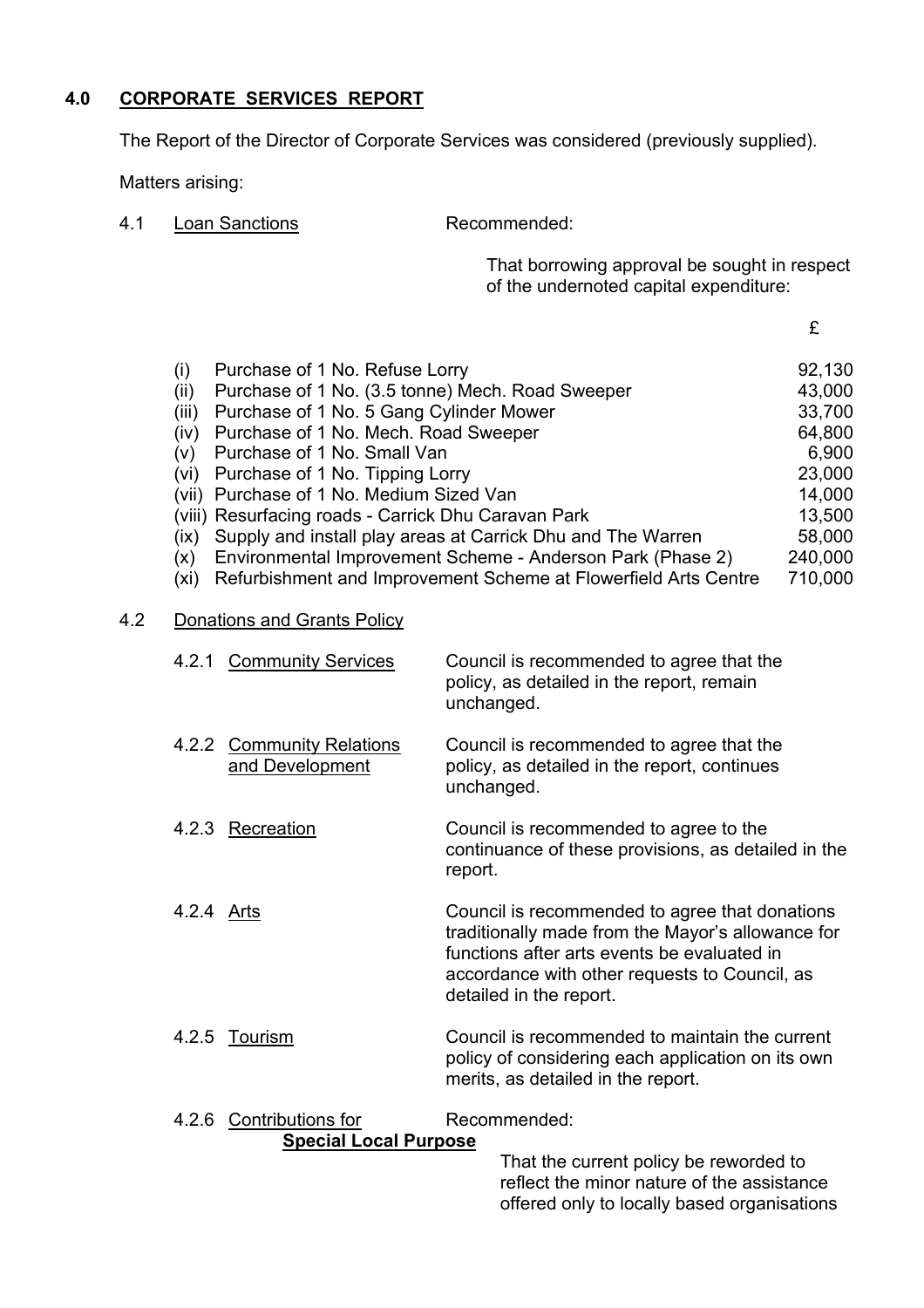## 4.0 CORPORATE SERVICES REPORT

The Report of the Director of Corporate Services was considered (previously supplied).

Matters arising:

4.1 Loan Sanctions

Recommended:

That borrowing approval be sought in respect of the undernoted capital expenditure:

| | | £ |
|---|---|---|
| (i) | Purchase of 1 No. Refuse Lorry | 92,130 |
| (ii) | Purchase of 1 No. (3.5 tonne) Mech. Road Sweeper | 43,000 |
| (iii) | Purchase of 1 No. 5 Gang Cylinder Mower | 33,700 |
| (iv) | Purchase of 1 No. Mech. Road Sweeper | 64,800 |
| (v) | Purchase of 1 No. Small Van | 6,900 |
| (vi) | Purchase of 1 No. Tipping Lorry | 23,000 |
| (vii) | Purchase of 1 No. Medium Sized Van | 14,000 |
| (viii) | Resurfacing roads - Carrick Dhu Caravan Park | 13,500 |
| (ix) | Supply and install play areas at Carrick Dhu and The Warren | 58,000 |
| (x) | Environmental Improvement Scheme - Anderson Park (Phase 2) | 240,000 |
| (xi) | Refurbishment and Improvement Scheme at Flowerfield Arts Centre | 710,000 |

4.2 Donations and Grants Policy

4.2.1 Community Services

Council is recommended to agree that the policy, as detailed in the report, remain unchanged.

4.2.2 Community Relations and Development

Council is recommended to agree that the policy, as detailed in the report, continues unchanged.

4.2.3 Recreation

Council is recommended to agree to the continuance of these provisions, as detailed in the report.

4.2.4 Arts

Council is recommended to agree that donations traditionally made from the Mayor's allowance for functions after arts events be evaluated in accordance with other requests to Council, as detailed in the report.

4.2.5 Tourism

Council is recommended to maintain the current policy of considering each application on its own merits, as detailed in the report.

4.2.6 Contributions for **Special Local Purpose**

Recommended:

That the current policy be reworded to reflect the minor nature of the assistance offered only to locally based organisations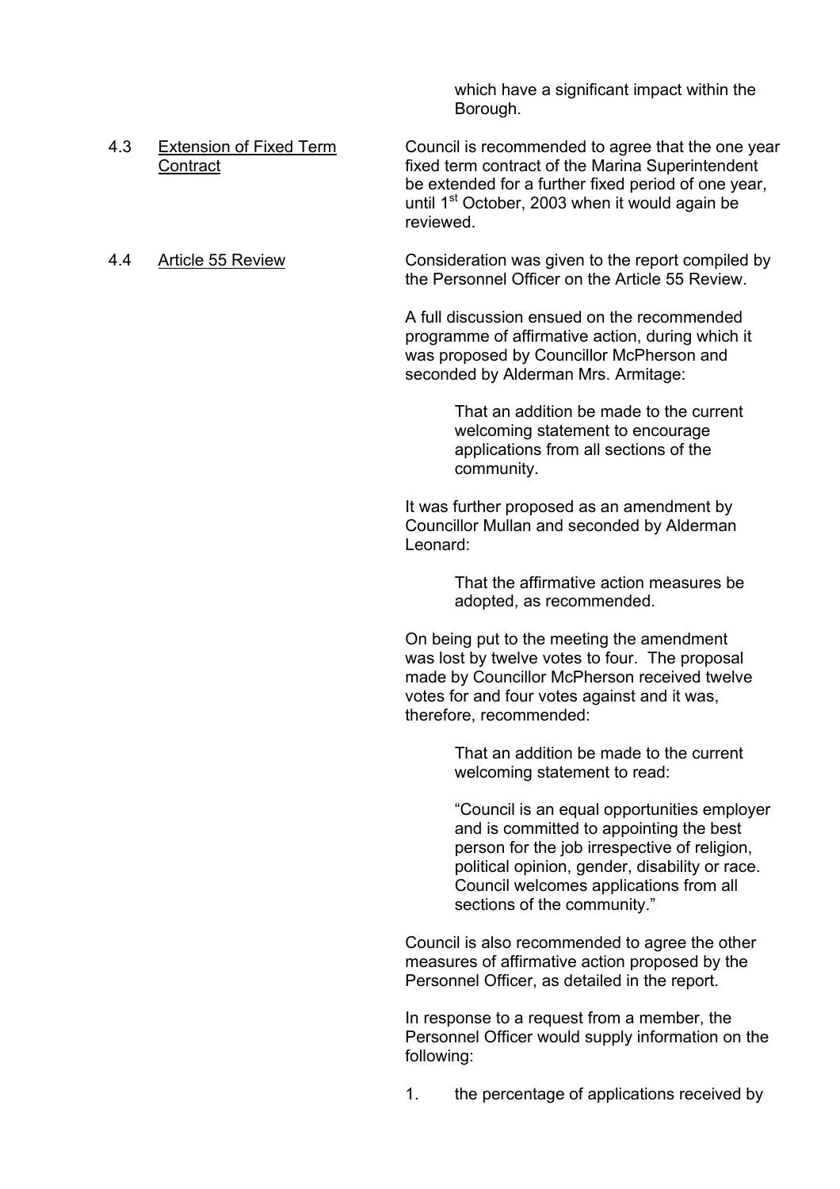which have a significant impact within the Borough.

4.3 Extension of Fixed Term Contract

Council is recommended to agree that the one year fixed term contract of the Marina Superintendent be extended for a further fixed period of one year, until 1st October, 2003 when it would again be reviewed.

4.4 Article 55 Review

Consideration was given to the report compiled by the Personnel Officer on the Article 55 Review.

A full discussion ensued on the recommended programme of affirmative action, during which it was proposed by Councillor McPherson and seconded by Alderman Mrs. Armitage:

> That an addition be made to the current welcoming statement to encourage applications from all sections of the community.

It was further proposed as an amendment by Councillor Mullan and seconded by Alderman Leonard:

> That the affirmative action measures be adopted, as recommended.

On being put to the meeting the amendment was lost by twelve votes to four. The proposal made by Councillor McPherson received twelve votes for and four votes against and it was, therefore, recommended:

> That an addition be made to the current welcoming statement to read:
>
> "Council is an equal opportunities employer and is committed to appointing the best person for the job irrespective of religion, political opinion, gender, disability or race. Council welcomes applications from all sections of the community."

Council is also recommended to agree the other measures of affirmative action proposed by the Personnel Officer, as detailed in the report.

In response to a request from a member, the Personnel Officer would supply information on the following:

1. the percentage of applications received by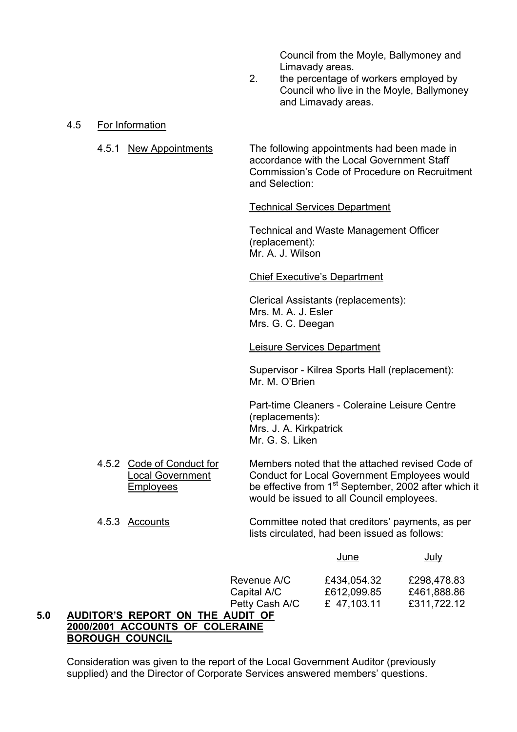Council from the Moyle, Ballymoney and Limavady areas.

2. the percentage of workers employed by Council who live in the Moyle, Ballymoney and Limavady areas.

4.5 For Information

4.5.1 New Appointments

The following appointments had been made in accordance with the Local Government Staff Commission's Code of Procedure on Recruitment and Selection:

Technical Services Department

Technical and Waste Management Officer (replacement):
Mr. A. J. Wilson

Chief Executive's Department

Clerical Assistants (replacements):
Mrs. M. A. J. Esler
Mrs. G. C. Deegan

Leisure Services Department

Supervisor - Kilrea Sports Hall (replacement):
Mr. M. O'Brien

Part-time Cleaners - Coleraine Leisure Centre (replacements):
Mrs. J. A. Kirkpatrick
Mr. G. S. Liken

4.5.2 Code of Conduct for Local Government Employees

Members noted that the attached revised Code of Conduct for Local Government Employees would be effective from 1st September, 2002 after which it would be issued to all Council employees.

4.5.3 Accounts

Committee noted that creditors' payments, as per lists circulated, had been issued as follows:

| | June | July |
|---|---|---|
| Revenue A/C | £434,054.32 | £298,478.83 |
| Capital A/C | £612,099.85 | £461,888.86 |
| Petty Cash A/C | £ 47,103.11 | £311,722.12 |

## 5.0 AUDITOR'S REPORT ON THE AUDIT OF 2000/2001 ACCOUNTS OF COLERAINE BOROUGH COUNCIL

Consideration was given to the report of the Local Government Auditor (previously supplied) and the Director of Corporate Services answered members' questions.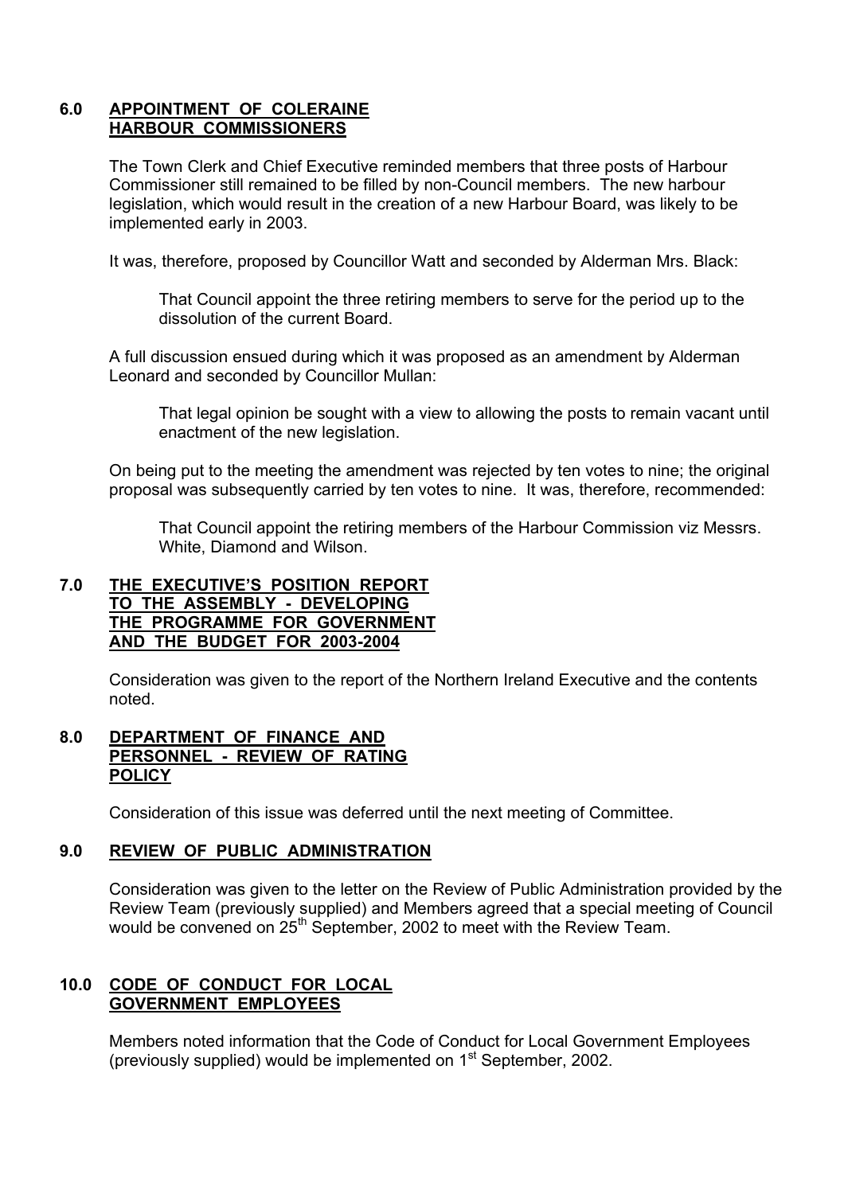## 6.0 APPOINTMENT OF COLERAINE HARBOUR COMMISSIONERS

The Town Clerk and Chief Executive reminded members that three posts of Harbour Commissioner still remained to be filled by non-Council members. The new harbour legislation, which would result in the creation of a new Harbour Board, was likely to be implemented early in 2003.

It was, therefore, proposed by Councillor Watt and seconded by Alderman Mrs. Black:

> That Council appoint the three retiring members to serve for the period up to the dissolution of the current Board.

A full discussion ensued during which it was proposed as an amendment by Alderman Leonard and seconded by Councillor Mullan:

> That legal opinion be sought with a view to allowing the posts to remain vacant until enactment of the new legislation.

On being put to the meeting the amendment was rejected by ten votes to nine; the original proposal was subsequently carried by ten votes to nine. It was, therefore, recommended:

> That Council appoint the retiring members of the Harbour Commission viz Messrs. White, Diamond and Wilson.

## 7.0 THE EXECUTIVE'S POSITION REPORT TO THE ASSEMBLY - DEVELOPING THE PROGRAMME FOR GOVERNMENT AND THE BUDGET FOR 2003-2004

Consideration was given to the report of the Northern Ireland Executive and the contents noted.

## 8.0 DEPARTMENT OF FINANCE AND PERSONNEL - REVIEW OF RATING POLICY

Consideration of this issue was deferred until the next meeting of Committee.

## 9.0 REVIEW OF PUBLIC ADMINISTRATION

Consideration was given to the letter on the Review of Public Administration provided by the Review Team (previously supplied) and Members agreed that a special meeting of Council would be convened on 25th September, 2002 to meet with the Review Team.

## 10.0 CODE OF CONDUCT FOR LOCAL GOVERNMENT EMPLOYEES

Members noted information that the Code of Conduct for Local Government Employees (previously supplied) would be implemented on 1st September, 2002.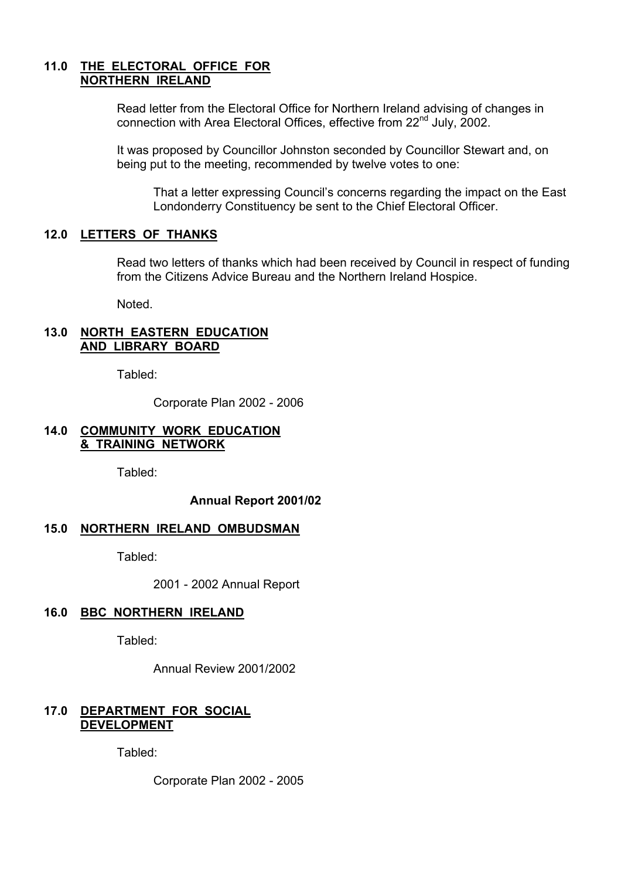## 11.0 THE ELECTORAL OFFICE FOR NORTHERN IRELAND

Read letter from the Electoral Office for Northern Ireland advising of changes in connection with Area Electoral Offices, effective from 22nd July, 2002.

It was proposed by Councillor Johnston seconded by Councillor Stewart and, on being put to the meeting, recommended by twelve votes to one:

> That a letter expressing Council's concerns regarding the impact on the East Londonderry Constituency be sent to the Chief Electoral Officer.

## 12.0 LETTERS OF THANKS

Read two letters of thanks which had been received by Council in respect of funding from the Citizens Advice Bureau and the Northern Ireland Hospice.

Noted.

## 13.0 NORTH EASTERN EDUCATION AND LIBRARY BOARD

Tabled:

> Corporate Plan 2002 - 2006

## 14.0 COMMUNITY WORK EDUCATION & TRAINING NETWORK

Tabled:

> **Annual Report 2001/02**

## 15.0 NORTHERN IRELAND OMBUDSMAN

Tabled:

> 2001 - 2002 Annual Report

## 16.0 BBC NORTHERN IRELAND

Tabled:

> Annual Review 2001/2002

## 17.0 DEPARTMENT FOR SOCIAL DEVELOPMENT

Tabled:

> Corporate Plan 2002 - 2005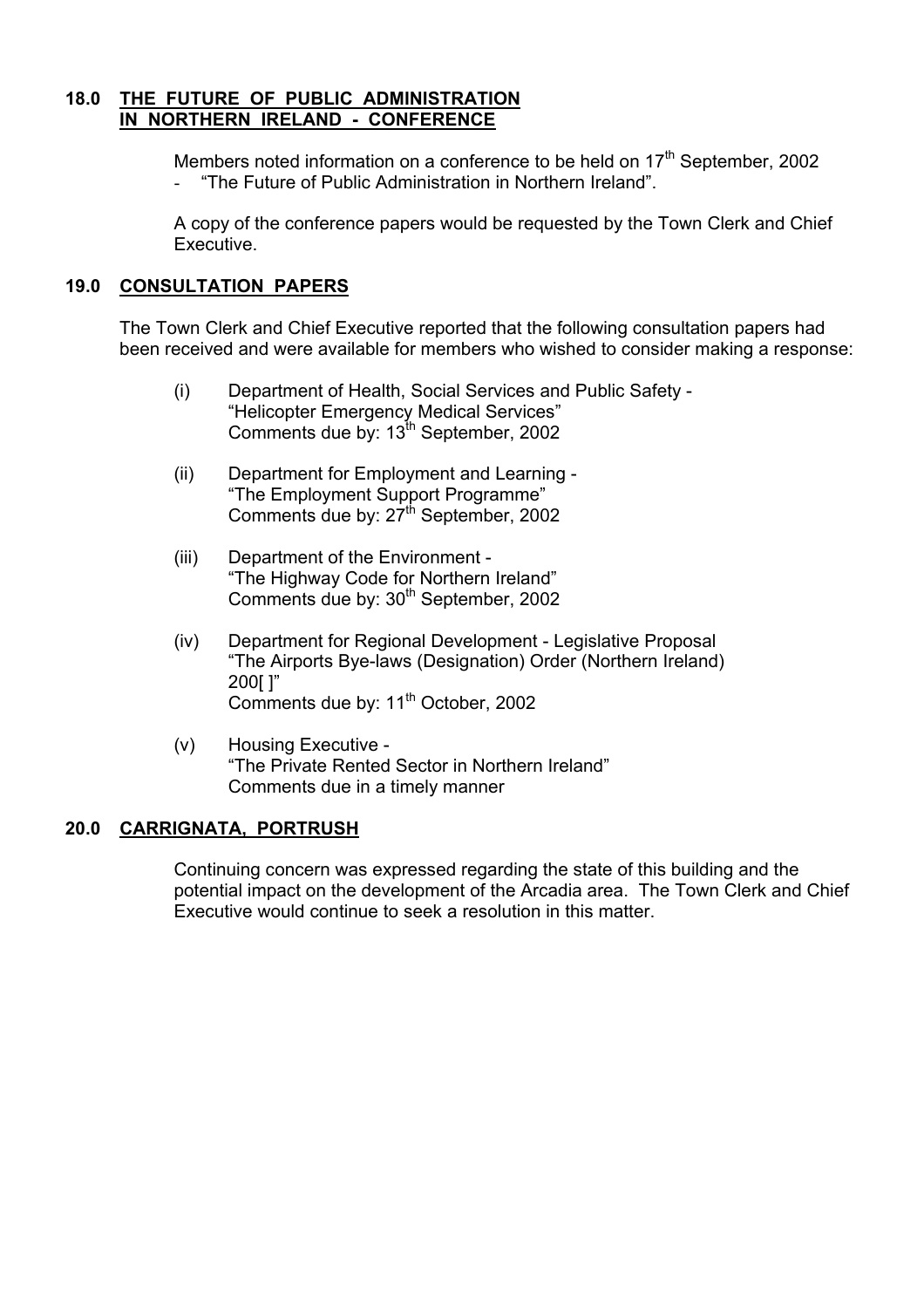## 18.0 THE FUTURE OF PUBLIC ADMINISTRATION IN NORTHERN IRELAND - CONFERENCE

Members noted information on a conference to be held on 17th September, 2002 - "The Future of Public Administration in Northern Ireland".

A copy of the conference papers would be requested by the Town Clerk and Chief Executive.

## 19.0 CONSULTATION PAPERS

The Town Clerk and Chief Executive reported that the following consultation papers had been received and were available for members who wished to consider making a response:

(i) Department of Health, Social Services and Public Safety - "Helicopter Emergency Medical Services"
Comments due by: 13th September, 2002

(ii) Department for Employment and Learning - "The Employment Support Programme"
Comments due by: 27th September, 2002

(iii) Department of the Environment - "The Highway Code for Northern Ireland"
Comments due by: 30th September, 2002

(iv) Department for Regional Development - Legislative Proposal "The Airports Bye-laws (Designation) Order (Northern Ireland) 200[ ]"
Comments due by: 11th October, 2002

(v) Housing Executive - "The Private Rented Sector in Northern Ireland"
Comments due in a timely manner

## 20.0 CARRIGNATA, PORTRUSH

Continuing concern was expressed regarding the state of this building and the potential impact on the development of the Arcadia area. The Town Clerk and Chief Executive would continue to seek a resolution in this matter.